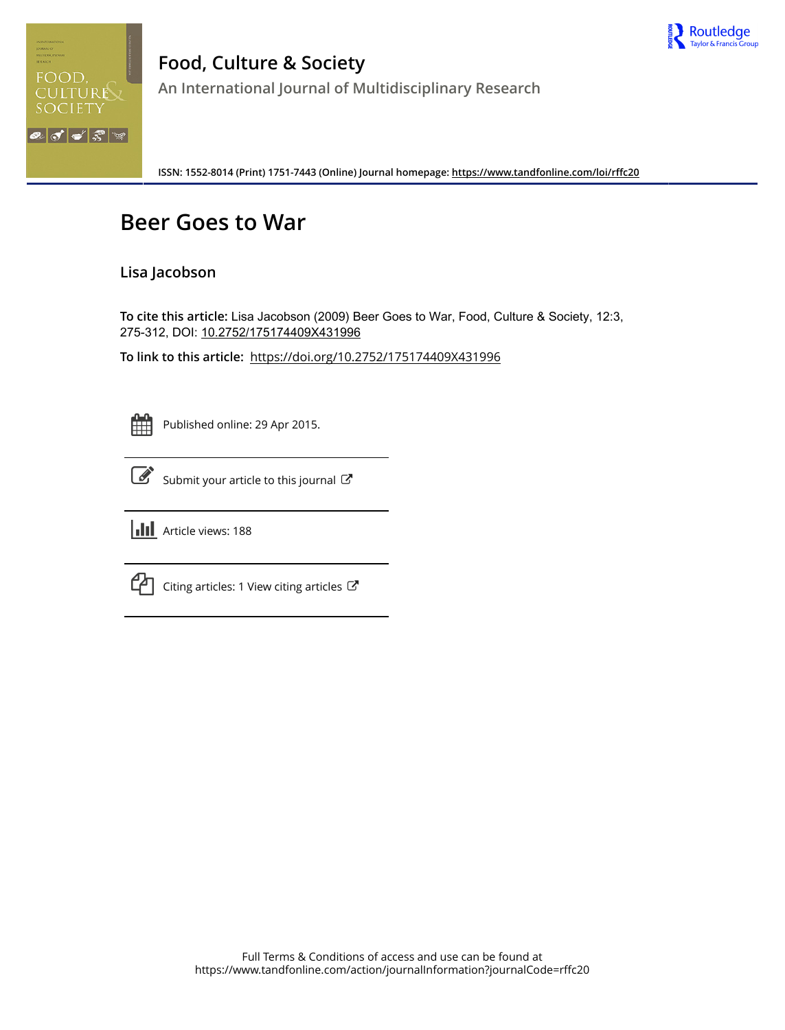# Food, Culture & Society

## An International Journal of Multidisciplinary Research

**ISSN: 1552-8014 (Print) 1751-7443 (Online) Journal homepage:** https://www.tandfonline.com/loi/rffc20

# Beer Goes to War

### Lisa Jacobson

**To cite this article:** Lisa Jacobson (2009) Beer Goes to War, Food, Culture & Society, 12:3, 275-312, DOI: 10.2752/175174409X431996

**To link to this article:** https://doi.org/10.2752/175174409X431996

Published online: 29 Apr 2015.

Submit your article to this journal

Article views: 188

Citing articles: 1 View citing articles

Full Terms & Conditions of access and use can be found at
https://www.tandfonline.com/action/journalInformation?journalCode=rffc20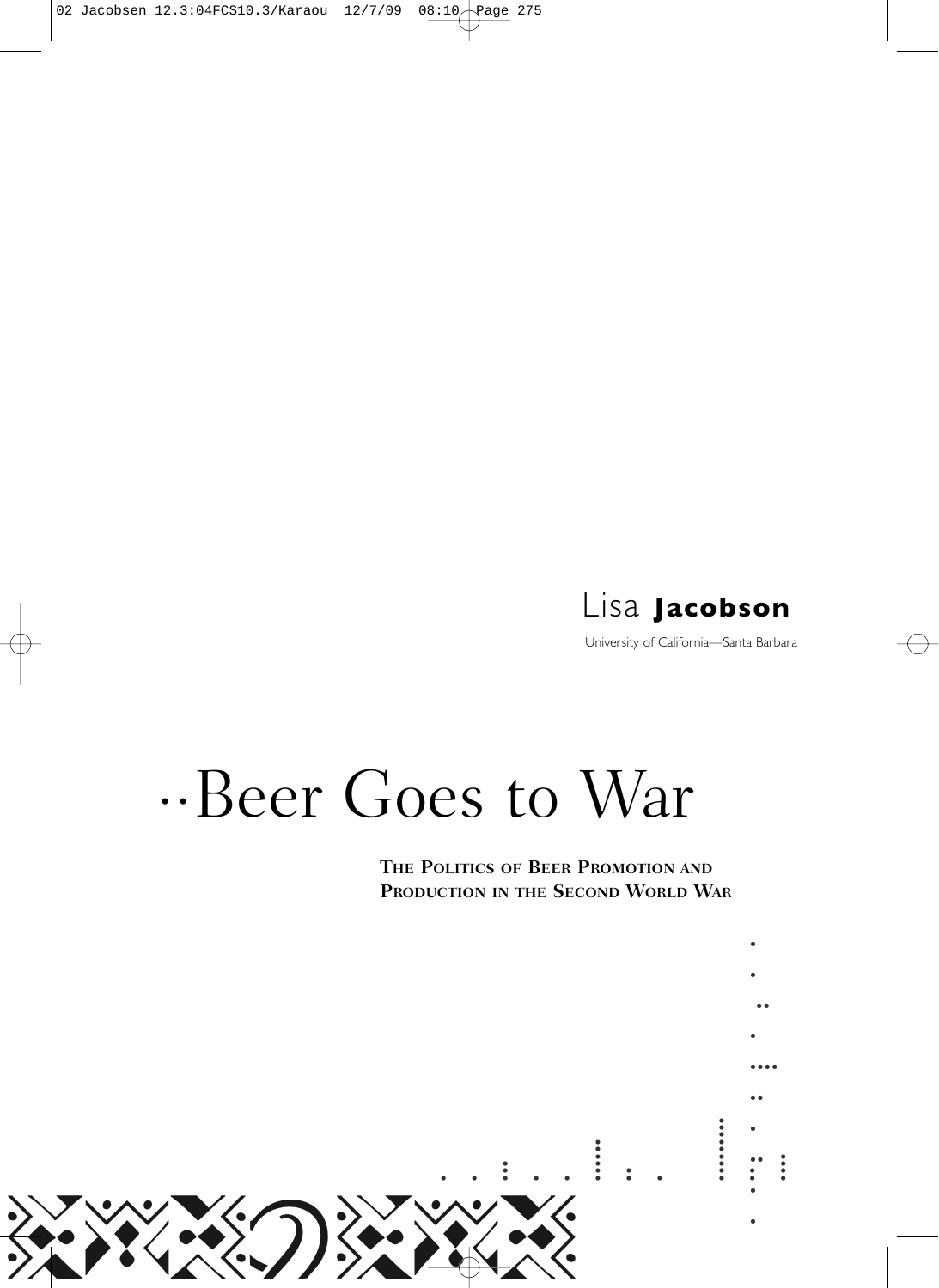Lisa **Jacobson**

University of California—Santa Barbara

# Beer Goes to War

## The Politics of Beer Promotion and Production in the Second World War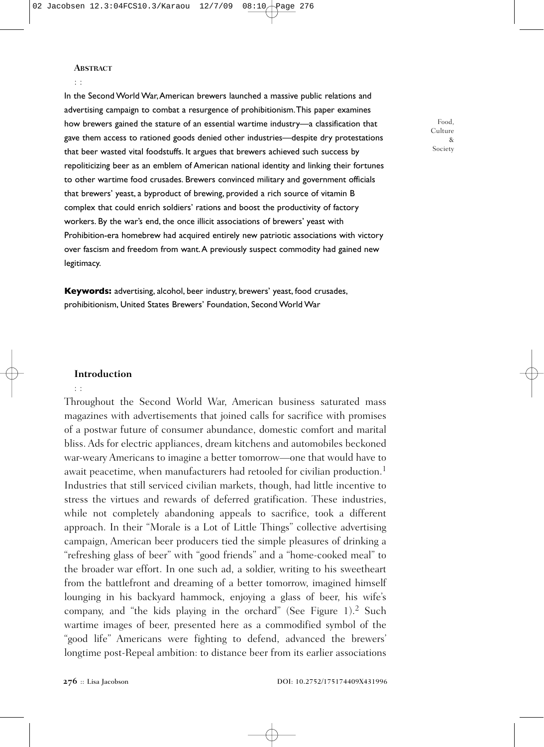**Abstract**

In the Second World War, American brewers launched a massive public relations and advertising campaign to combat a resurgence of prohibitionism. This paper examines how brewers gained the stature of an essential wartime industry—a classification that gave them access to rationed goods denied other industries—despite dry protestations that beer wasted vital foodstuffs. It argues that brewers achieved such success by repoliticizing beer as an emblem of American national identity and linking their fortunes to other wartime food crusades. Brewers convinced military and government officials that brewers' yeast, a byproduct of brewing, provided a rich source of vitamin B complex that could enrich soldiers' rations and boost the productivity of factory workers. By the war's end, the once illicit associations of brewers' yeast with Prohibition-era homebrew had acquired entirely new patriotic associations with victory over fascism and freedom from want. A previously suspect commodity had gained new legitimacy.

**Keywords:** advertising, alcohol, beer industry, brewers' yeast, food crusades, prohibitionism, United States Brewers' Foundation, Second World War

## Introduction

Throughout the Second World War, American business saturated mass magazines with advertisements that joined calls for sacrifice with promises of a postwar future of consumer abundance, domestic comfort and marital bliss. Ads for electric appliances, dream kitchens and automobiles beckoned war-weary Americans to imagine a better tomorrow—one that would have to await peacetime, when manufacturers had retooled for civilian production.[1] Industries that still serviced civilian markets, though, had little incentive to stress the virtues and rewards of deferred gratification. These industries, while not completely abandoning appeals to sacrifice, took a different approach. In their "Morale is a Lot of Little Things" collective advertising campaign, American beer producers tied the simple pleasures of drinking a "refreshing glass of beer" with "good friends" and a "home-cooked meal" to the broader war effort. In one such ad, a soldier, writing to his sweetheart from the battlefront and dreaming of a better tomorrow, imagined himself lounging in his backyard hammock, enjoying a glass of beer, his wife's company, and "the kids playing in the orchard" (See Figure 1).[2] Such wartime images of beer, presented here as a commodified symbol of the "good life" Americans were fighting to defend, advanced the brewers' longtime post-Repeal ambition: to distance beer from its earlier associations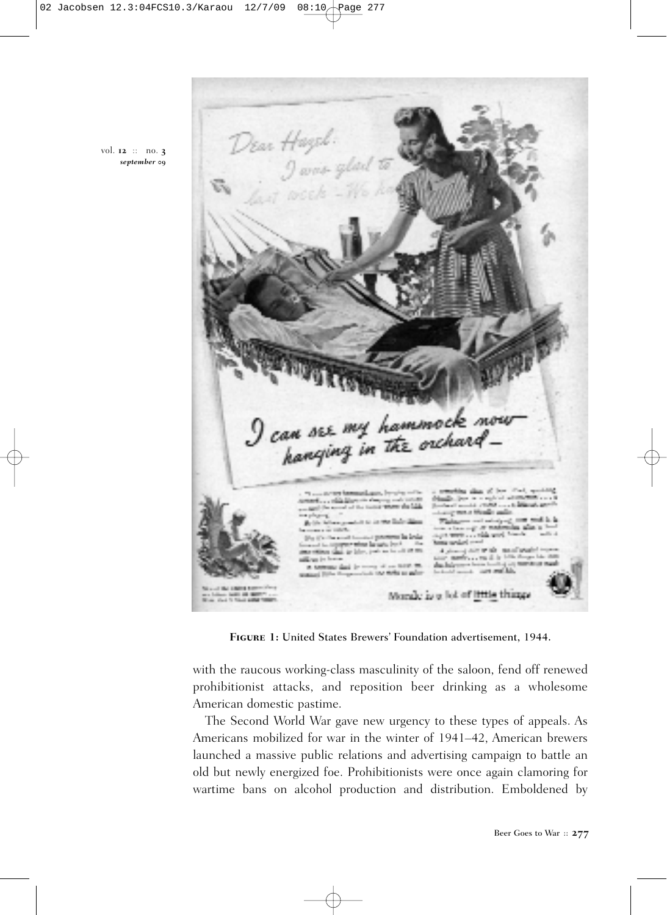**Figure 1:** United States Brewers' Foundation advertisement, 1944.

with the raucous working-class masculinity of the saloon, fend off renewed prohibitionist attacks, and reposition beer drinking as a wholesome American domestic pastime.

The Second World War gave new urgency to these types of appeals. As Americans mobilized for war in the winter of 1941–42, American brewers launched a massive public relations and advertising campaign to battle an old but newly energized foe. Prohibitionists were once again clamoring for wartime bans on alcohol production and distribution. Emboldened by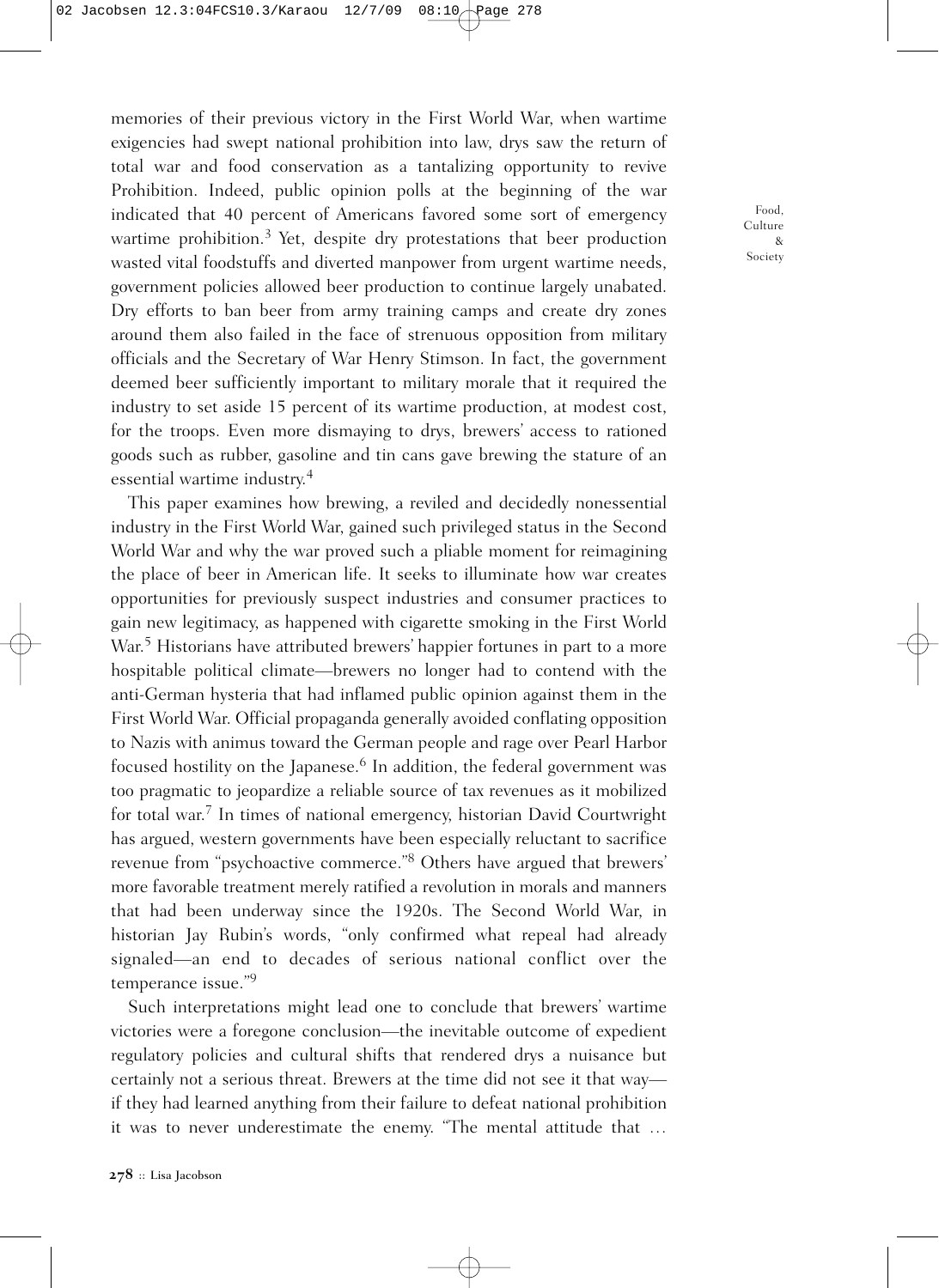memories of their previous victory in the First World War, when wartime exigencies had swept national prohibition into law, drys saw the return of total war and food conservation as a tantalizing opportunity to revive Prohibition. Indeed, public opinion polls at the beginning of the war indicated that 40 percent of Americans favored some sort of emergency wartime prohibition.[3] Yet, despite dry protestations that beer production wasted vital foodstuffs and diverted manpower from urgent wartime needs, government policies allowed beer production to continue largely unabated. Dry efforts to ban beer from army training camps and create dry zones around them also failed in the face of strenuous opposition from military officials and the Secretary of War Henry Stimson. In fact, the government deemed beer sufficiently important to military morale that it required the industry to set aside 15 percent of its wartime production, at modest cost, for the troops. Even more dismaying to drys, brewers' access to rationed goods such as rubber, gasoline and tin cans gave brewing the stature of an essential wartime industry.[4]

This paper examines how brewing, a reviled and decidedly nonessential industry in the First World War, gained such privileged status in the Second World War and why the war proved such a pliable moment for reimagining the place of beer in American life. It seeks to illuminate how war creates opportunities for previously suspect industries and consumer practices to gain new legitimacy, as happened with cigarette smoking in the First World War.[5] Historians have attributed brewers' happier fortunes in part to a more hospitable political climate—brewers no longer had to contend with the anti-German hysteria that had inflamed public opinion against them in the First World War. Official propaganda generally avoided conflating opposition to Nazis with animus toward the German people and rage over Pearl Harbor focused hostility on the Japanese.[6] In addition, the federal government was too pragmatic to jeopardize a reliable source of tax revenues as it mobilized for total war.[7] In times of national emergency, historian David Courtwright has argued, western governments have been especially reluctant to sacrifice revenue from "psychoactive commerce."[8] Others have argued that brewers' more favorable treatment merely ratified a revolution in morals and manners that had been underway since the 1920s. The Second World War, in historian Jay Rubin's words, "only confirmed what repeal had already signaled—an end to decades of serious national conflict over the temperance issue."[9]

Such interpretations might lead one to conclude that brewers' wartime victories were a foregone conclusion—the inevitable outcome of expedient regulatory policies and cultural shifts that rendered drys a nuisance but certainly not a serious threat. Brewers at the time did not see it that way—if they had learned anything from their failure to defeat national prohibition it was to never underestimate the enemy. "The mental attitude that …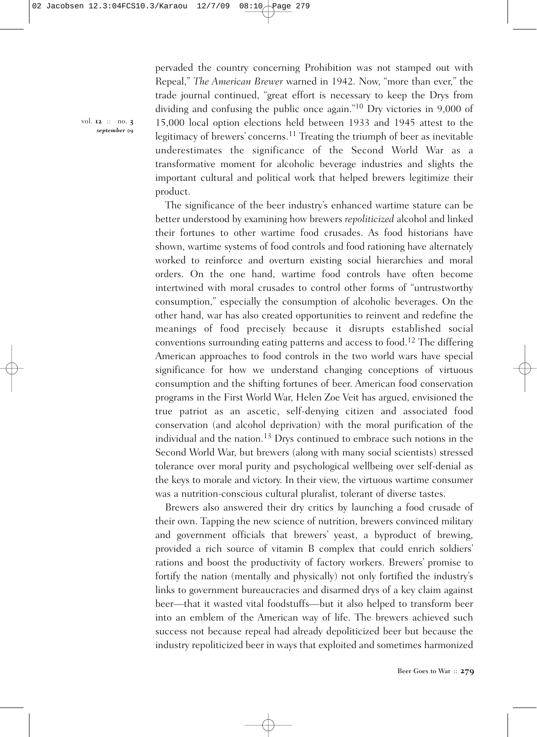pervaded the country concerning Prohibition was not stamped out with Repeal," *The American Brewer* warned in 1942. Now, "more than ever," the trade journal continued, "great effort is necessary to keep the Drys from dividing and confusing the public once again."[10] Dry victories in 9,000 of 15,000 local option elections held between 1933 and 1945 attest to the legitimacy of brewers' concerns.[11] Treating the triumph of beer as inevitable underestimates the significance of the Second World War as a transformative moment for alcoholic beverage industries and slights the important cultural and political work that helped brewers legitimize their product.

The significance of the beer industry's enhanced wartime stature can be better understood by examining how brewers *repoliticized* alcohol and linked their fortunes to other wartime food crusades. As food historians have shown, wartime systems of food controls and food rationing have alternately worked to reinforce and overturn existing social hierarchies and moral orders. On the one hand, wartime food controls have often become intertwined with moral crusades to control other forms of "untrustworthy consumption," especially the consumption of alcoholic beverages. On the other hand, war has also created opportunities to reinvent and redefine the meanings of food precisely because it disrupts established social conventions surrounding eating patterns and access to food.[12] The differing American approaches to food controls in the two world wars have special significance for how we understand changing conceptions of virtuous consumption and the shifting fortunes of beer. American food conservation programs in the First World War, Helen Zoe Veit has argued, envisioned the true patriot as an ascetic, self-denying citizen and associated food conservation (and alcohol deprivation) with the moral purification of the individual and the nation.[13] Drys continued to embrace such notions in the Second World War, but brewers (along with many social scientists) stressed tolerance over moral purity and psychological wellbeing over self-denial as the keys to morale and victory. In their view, the virtuous wartime consumer was a nutrition-conscious cultural pluralist, tolerant of diverse tastes.

Brewers also answered their dry critics by launching a food crusade of their own. Tapping the new science of nutrition, brewers convinced military and government officials that brewers' yeast, a byproduct of brewing, provided a rich source of vitamin B complex that could enrich soldiers' rations and boost the productivity of factory workers. Brewers' promise to fortify the nation (mentally and physically) not only fortified the industry's links to government bureaucracies and disarmed drys of a key claim against beer—that it wasted vital foodstuffs—but it also helped to transform beer into an emblem of the American way of life. The brewers achieved such success not because repeal had already depoliticized beer but because the industry repoliticized beer in ways that exploited and sometimes harmonized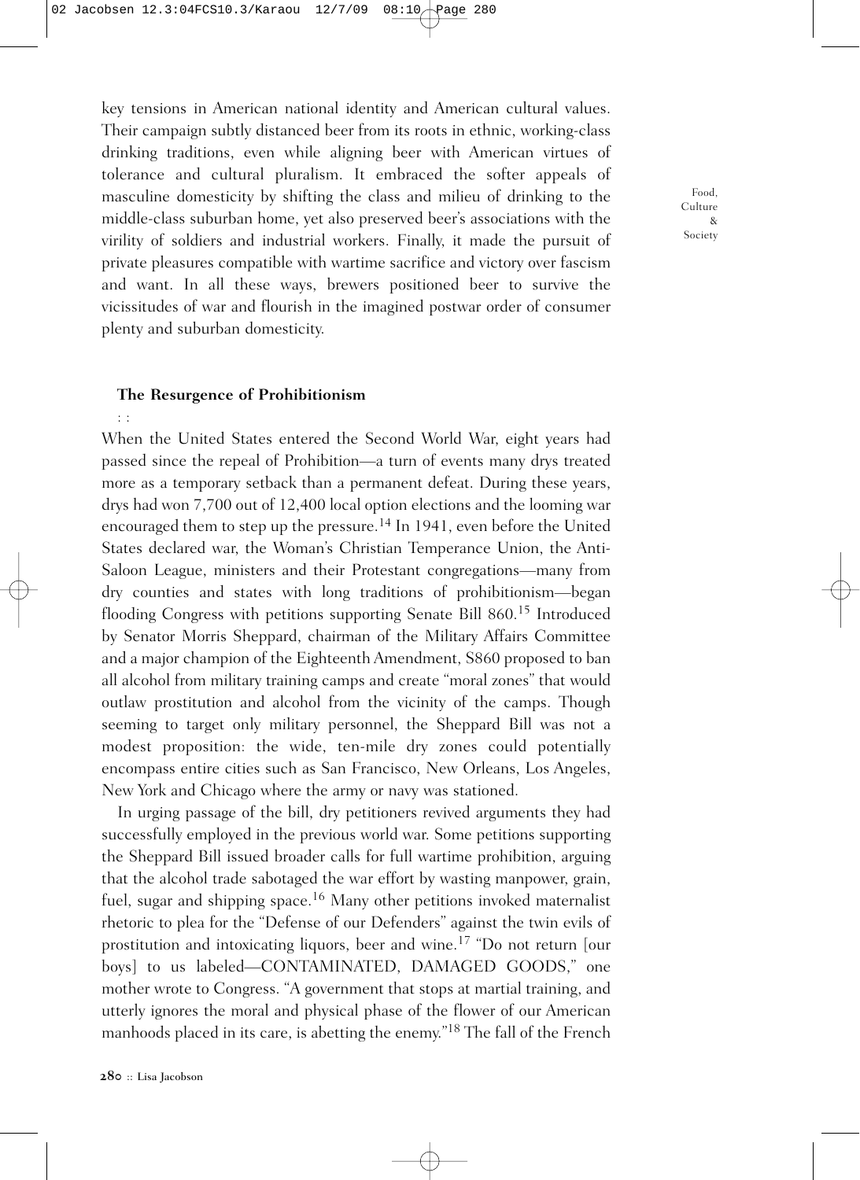key tensions in American national identity and American cultural values. Their campaign subtly distanced beer from its roots in ethnic, working-class drinking traditions, even while aligning beer with American virtues of tolerance and cultural pluralism. It embraced the softer appeals of masculine domesticity by shifting the class and milieu of drinking to the middle-class suburban home, yet also preserved beer's associations with the virility of soldiers and industrial workers. Finally, it made the pursuit of private pleasures compatible with wartime sacrifice and victory over fascism and want. In all these ways, brewers positioned beer to survive the vicissitudes of war and flourish in the imagined postwar order of consumer plenty and suburban domesticity.

## The Resurgence of Prohibitionism

When the United States entered the Second World War, eight years had passed since the repeal of Prohibition—a turn of events many drys treated more as a temporary setback than a permanent defeat. During these years, drys had won 7,700 out of 12,400 local option elections and the looming war encouraged them to step up the pressure.[14] In 1941, even before the United States declared war, the Woman's Christian Temperance Union, the Anti-Saloon League, ministers and their Protestant congregations—many from dry counties and states with long traditions of prohibitionism—began flooding Congress with petitions supporting Senate Bill 860.[15] Introduced by Senator Morris Sheppard, chairman of the Military Affairs Committee and a major champion of the Eighteenth Amendment, S860 proposed to ban all alcohol from military training camps and create "moral zones" that would outlaw prostitution and alcohol from the vicinity of the camps. Though seeming to target only military personnel, the Sheppard Bill was not a modest proposition: the wide, ten-mile dry zones could potentially encompass entire cities such as San Francisco, New Orleans, Los Angeles, New York and Chicago where the army or navy was stationed.

In urging passage of the bill, dry petitioners revived arguments they had successfully employed in the previous world war. Some petitions supporting the Sheppard Bill issued broader calls for full wartime prohibition, arguing that the alcohol trade sabotaged the war effort by wasting manpower, grain, fuel, sugar and shipping space.[16] Many other petitions invoked maternalist rhetoric to plea for the "Defense of our Defenders" against the twin evils of prostitution and intoxicating liquors, beer and wine.[17] "Do not return [our boys] to us labeled—CONTAMINATED, DAMAGED GOODS," one mother wrote to Congress. "A government that stops at martial training, and utterly ignores the moral and physical phase of the flower of our American manhoods placed in its care, is abetting the enemy."[18] The fall of the French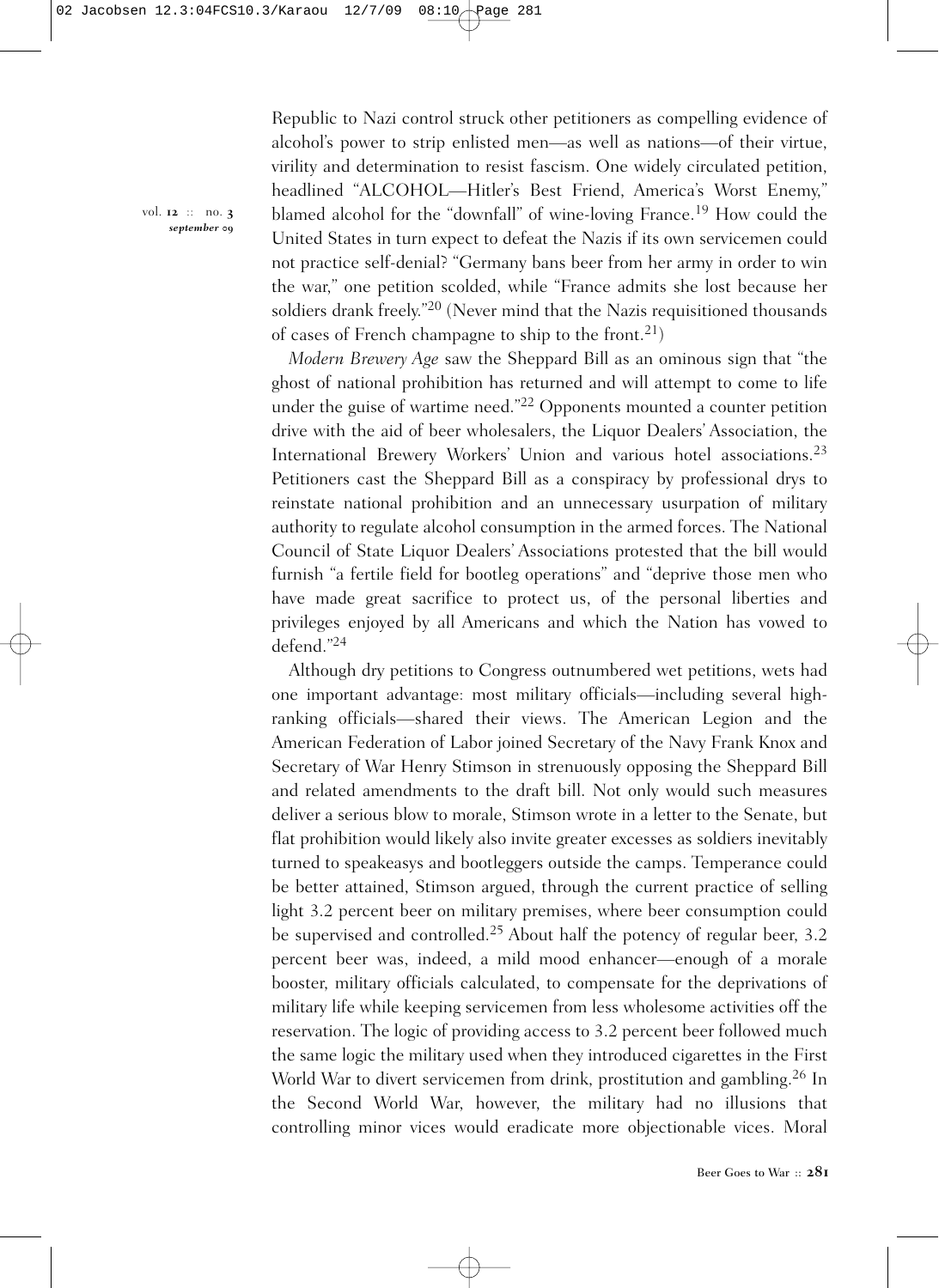Republic to Nazi control struck other petitioners as compelling evidence of alcohol's power to strip enlisted men—as well as nations—of their virtue, virility and determination to resist fascism. One widely circulated petition, headlined "ALCOHOL—Hitler's Best Friend, America's Worst Enemy," blamed alcohol for the "downfall" of wine-loving France.[19] How could the United States in turn expect to defeat the Nazis if its own servicemen could not practice self-denial? "Germany bans beer from her army in order to win the war," one petition scolded, while "France admits she lost because her soldiers drank freely."[20] (Never mind that the Nazis requisitioned thousands of cases of French champagne to ship to the front.[21])

*Modern Brewery Age* saw the Sheppard Bill as an ominous sign that "the ghost of national prohibition has returned and will attempt to come to life under the guise of wartime need."[22] Opponents mounted a counter petition drive with the aid of beer wholesalers, the Liquor Dealers' Association, the International Brewery Workers' Union and various hotel associations.[23] Petitioners cast the Sheppard Bill as a conspiracy by professional drys to reinstate national prohibition and an unnecessary usurpation of military authority to regulate alcohol consumption in the armed forces. The National Council of State Liquor Dealers' Associations protested that the bill would furnish "a fertile field for bootleg operations" and "deprive those men who have made great sacrifice to protect us, of the personal liberties and privileges enjoyed by all Americans and which the Nation has vowed to defend."[24]

Although dry petitions to Congress outnumbered wet petitions, wets had one important advantage: most military officials—including several high-ranking officials—shared their views. The American Legion and the American Federation of Labor joined Secretary of the Navy Frank Knox and Secretary of War Henry Stimson in strenuously opposing the Sheppard Bill and related amendments to the draft bill. Not only would such measures deliver a serious blow to morale, Stimson wrote in a letter to the Senate, but flat prohibition would likely also invite greater excesses as soldiers inevitably turned to speakeasys and bootleggers outside the camps. Temperance could be better attained, Stimson argued, through the current practice of selling light 3.2 percent beer on military premises, where beer consumption could be supervised and controlled.[25] About half the potency of regular beer, 3.2 percent beer was, indeed, a mild mood enhancer—enough of a morale booster, military officials calculated, to compensate for the deprivations of military life while keeping servicemen from less wholesome activities off the reservation. The logic of providing access to 3.2 percent beer followed much the same logic the military used when they introduced cigarettes in the First World War to divert servicemen from drink, prostitution and gambling.[26] In the Second World War, however, the military had no illusions that controlling minor vices would eradicate more objectionable vices. Moral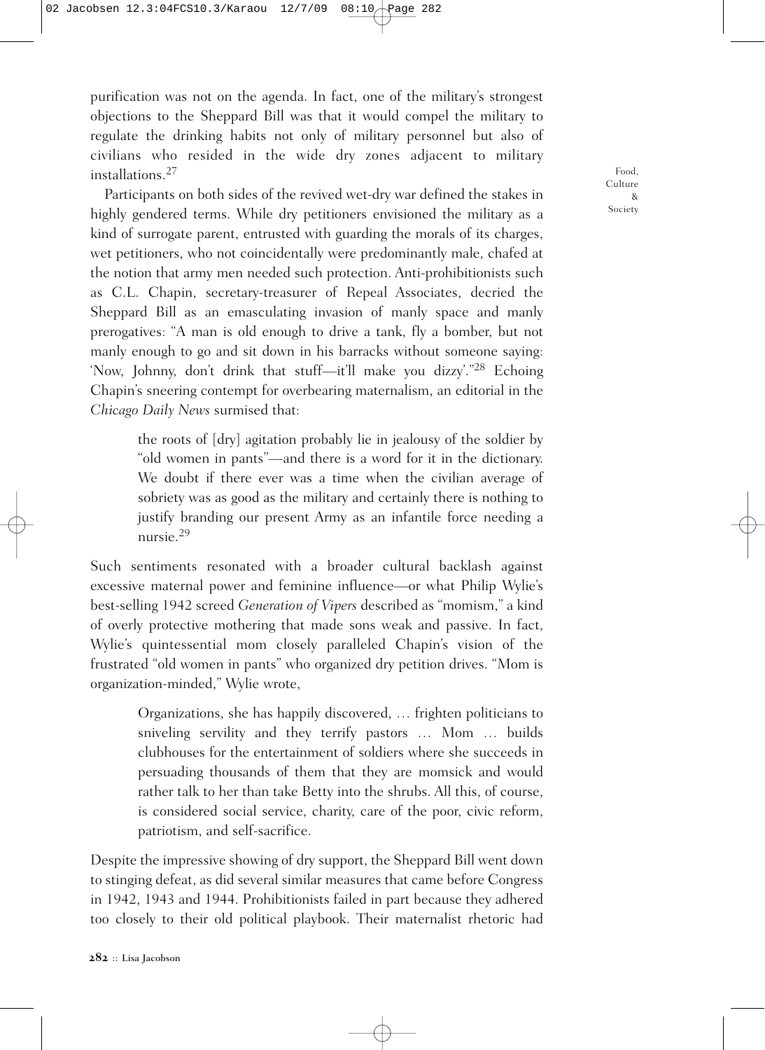purification was not on the agenda. In fact, one of the military's strongest objections to the Sheppard Bill was that it would compel the military to regulate the drinking habits not only of military personnel but also of civilians who resided in the wide dry zones adjacent to military installations.[27]

Participants on both sides of the revived wet-dry war defined the stakes in highly gendered terms. While dry petitioners envisioned the military as a kind of surrogate parent, entrusted with guarding the morals of its charges, wet petitioners, who not coincidentally were predominantly male, chafed at the notion that army men needed such protection. Anti-prohibitionists such as C.L. Chapin, secretary-treasurer of Repeal Associates, decried the Sheppard Bill as an emasculating invasion of manly space and manly prerogatives: "A man is old enough to drive a tank, fly a bomber, but not manly enough to go and sit down in his barracks without someone saying: 'Now, Johnny, don't drink that stuff—it'll make you dizzy'."[28] Echoing Chapin's sneering contempt for overbearing maternalism, an editorial in the *Chicago Daily News* surmised that:

> the roots of [dry] agitation probably lie in jealousy of the soldier by "old women in pants"—and there is a word for it in the dictionary. We doubt if there ever was a time when the civilian average of sobriety was as good as the military and certainly there is nothing to justify branding our present Army as an infantile force needing a nursie.[29]

Such sentiments resonated with a broader cultural backlash against excessive maternal power and feminine influence—or what Philip Wylie's best-selling 1942 screed *Generation of Vipers* described as "momism," a kind of overly protective mothering that made sons weak and passive. In fact, Wylie's quintessential mom closely paralleled Chapin's vision of the frustrated "old women in pants" who organized dry petition drives. "Mom is organization-minded," Wylie wrote,

> Organizations, she has happily discovered, … frighten politicians to sniveling servility and they terrify pastors … Mom … builds clubhouses for the entertainment of soldiers where she succeeds in persuading thousands of them that they are momsick and would rather talk to her than take Betty into the shrubs. All this, of course, is considered social service, charity, care of the poor, civic reform, patriotism, and self-sacrifice.

Despite the impressive showing of dry support, the Sheppard Bill went down to stinging defeat, as did several similar measures that came before Congress in 1942, 1943 and 1944. Prohibitionists failed in part because they adhered too closely to their old political playbook. Their maternalist rhetoric had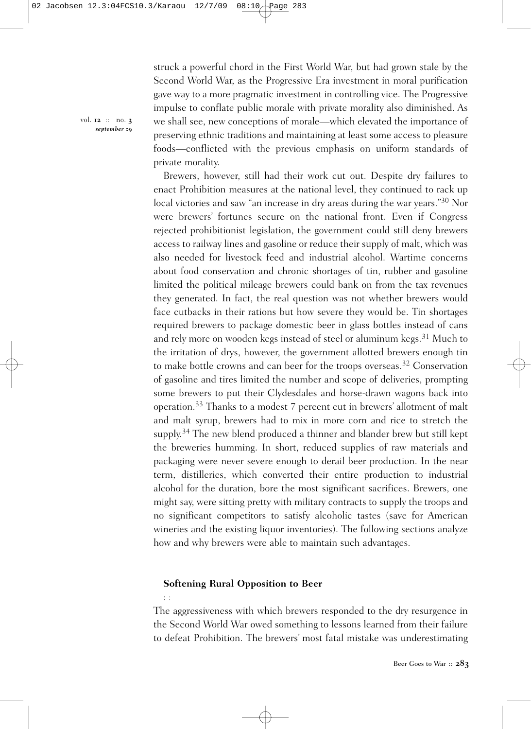struck a powerful chord in the First World War, but had grown stale by the Second World War, as the Progressive Era investment in moral purification gave way to a more pragmatic investment in controlling vice. The Progressive impulse to conflate public morale with private morality also diminished. As we shall see, new conceptions of morale—which elevated the importance of preserving ethnic traditions and maintaining at least some access to pleasure foods—conflicted with the previous emphasis on uniform standards of private morality.

Brewers, however, still had their work cut out. Despite dry failures to enact Prohibition measures at the national level, they continued to rack up local victories and saw "an increase in dry areas during the war years."[30] Nor were brewers' fortunes secure on the national front. Even if Congress rejected prohibitionist legislation, the government could still deny brewers access to railway lines and gasoline or reduce their supply of malt, which was also needed for livestock feed and industrial alcohol. Wartime concerns about food conservation and chronic shortages of tin, rubber and gasoline limited the political mileage brewers could bank on from the tax revenues they generated. In fact, the real question was not whether brewers would face cutbacks in their rations but how severe they would be. Tin shortages required brewers to package domestic beer in glass bottles instead of cans and rely more on wooden kegs instead of steel or aluminum kegs.[31] Much to the irritation of drys, however, the government allotted brewers enough tin to make bottle crowns and can beer for the troops overseas.[32] Conservation of gasoline and tires limited the number and scope of deliveries, prompting some brewers to put their Clydesdales and horse-drawn wagons back into operation.[33] Thanks to a modest 7 percent cut in brewers' allotment of malt and malt syrup, brewers had to mix in more corn and rice to stretch the supply.[34] The new blend produced a thinner and blander brew but still kept the breweries humming. In short, reduced supplies of raw materials and packaging were never severe enough to derail beer production. In the near term, distilleries, which converted their entire production to industrial alcohol for the duration, bore the most significant sacrifices. Brewers, one might say, were sitting pretty with military contracts to supply the troops and no significant competitors to satisfy alcoholic tastes (save for American wineries and the existing liquor inventories). The following sections analyze how and why brewers were able to maintain such advantages.

## Softening Rural Opposition to Beer

The aggressiveness with which brewers responded to the dry resurgence in the Second World War owed something to lessons learned from their failure to defeat Prohibition. The brewers' most fatal mistake was underestimating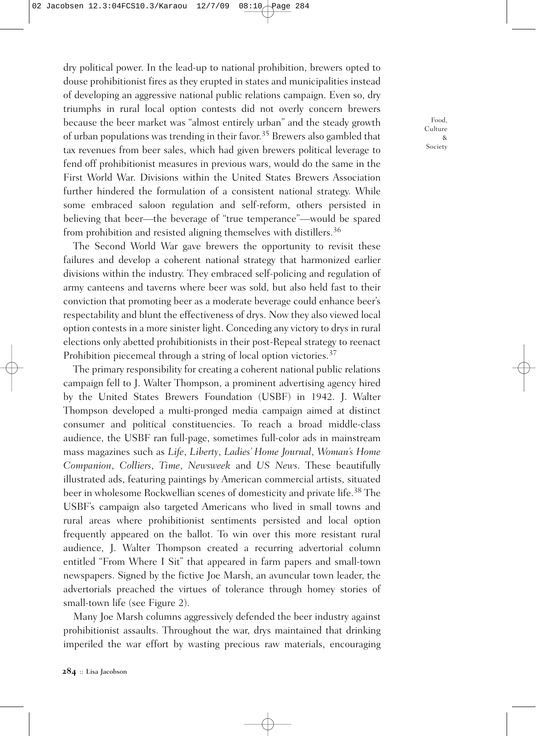dry political power. In the lead-up to national prohibition, brewers opted to douse prohibitionist fires as they erupted in states and municipalities instead of developing an aggressive national public relations campaign. Even so, dry triumphs in rural local option contests did not overly concern brewers because the beer market was "almost entirely urban" and the steady growth of urban populations was trending in their favor.[35] Brewers also gambled that tax revenues from beer sales, which had given brewers political leverage to fend off prohibitionist measures in previous wars, would do the same in the First World War. Divisions within the United States Brewers Association further hindered the formulation of a consistent national strategy. While some embraced saloon regulation and self-reform, others persisted in believing that beer—the beverage of "true temperance"—would be spared from prohibition and resisted aligning themselves with distillers.[36]

The Second World War gave brewers the opportunity to revisit these failures and develop a coherent national strategy that harmonized earlier divisions within the industry. They embraced self-policing and regulation of army canteens and taverns where beer was sold, but also held fast to their conviction that promoting beer as a moderate beverage could enhance beer's respectability and blunt the effectiveness of drys. Now they also viewed local option contests in a more sinister light. Conceding any victory to drys in rural elections only abetted prohibitionists in their post-Repeal strategy to reenact Prohibition piecemeal through a string of local option victories.[37]

The primary responsibility for creating a coherent national public relations campaign fell to J. Walter Thompson, a prominent advertising agency hired by the United States Brewers Foundation (USBF) in 1942. J. Walter Thompson developed a multi-pronged media campaign aimed at distinct consumer and political constituencies. To reach a broad middle-class audience, the USBF ran full-page, sometimes full-color ads in mainstream mass magazines such as *Life*, *Liberty*, *Ladies' Home Journal*, *Woman's Home Companion*, *Colliers*, *Time*, *Newsweek* and *US News*. These beautifully illustrated ads, featuring paintings by American commercial artists, situated beer in wholesome Rockwellian scenes of domesticity and private life.[38] The USBF's campaign also targeted Americans who lived in small towns and rural areas where prohibitionist sentiments persisted and local option frequently appeared on the ballot. To win over this more resistant rural audience, J. Walter Thompson created a recurring advertorial column entitled "From Where I Sit" that appeared in farm papers and small-town newspapers. Signed by the fictive Joe Marsh, an avuncular town leader, the advertorials preached the virtues of tolerance through homey stories of small-town life (see Figure 2).

Many Joe Marsh columns aggressively defended the beer industry against prohibitionist assaults. Throughout the war, drys maintained that drinking imperiled the war effort by wasting precious raw materials, encouraging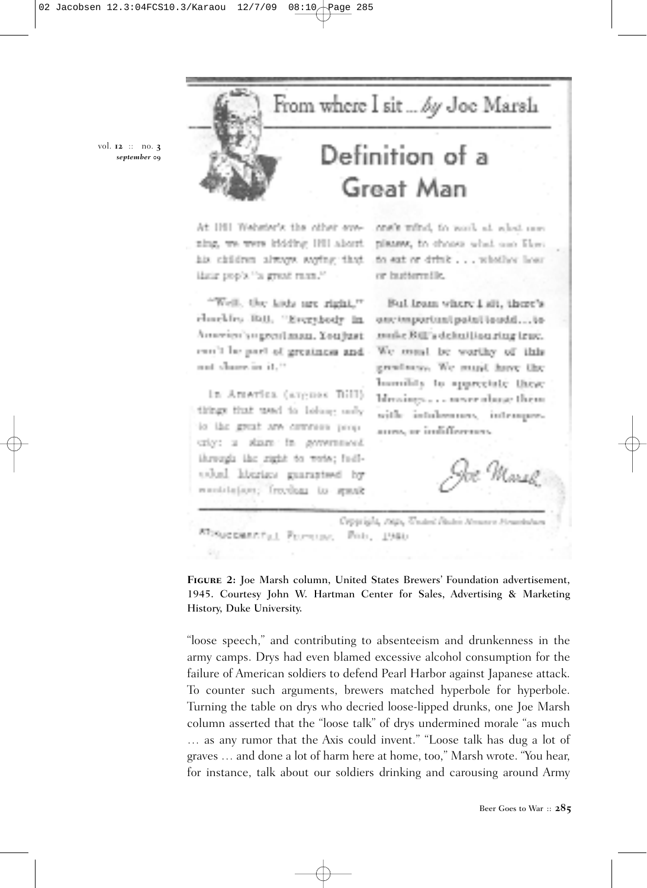**Figure 2:** Joe Marsh column, United States Brewers' Foundation advertisement, 1945. Courtesy John W. Hartman Center for Sales, Advertising & Marketing History, Duke University.

"loose speech," and contributing to absenteeism and drunkenness in the army camps. Drys had even blamed excessive alcohol consumption for the failure of American soldiers to defend Pearl Harbor against Japanese attack. To counter such arguments, brewers matched hyperbole for hyperbole. Turning the table on drys who decried loose-lipped drunks, one Joe Marsh column asserted that the "loose talk" of drys undermined morale "as much … as any rumor that the Axis could invent." "Loose talk has dug a lot of graves … and done a lot of harm here at home, too," Marsh wrote. "You hear, for instance, talk about our soldiers drinking and carousing around Army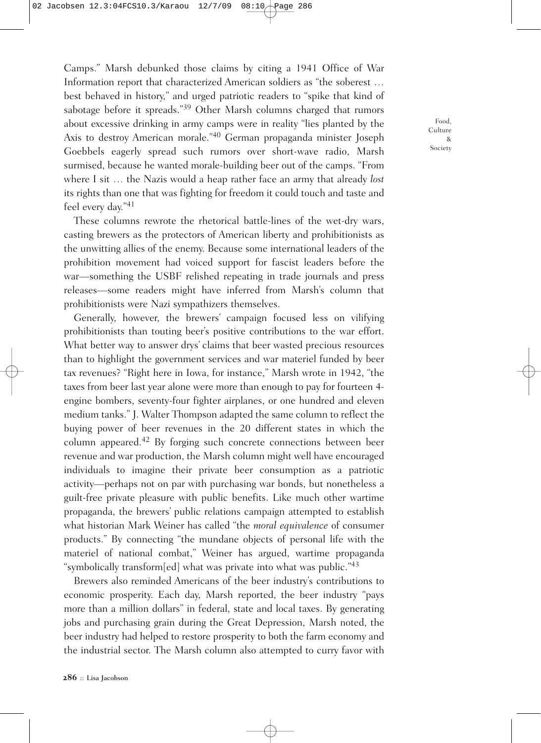Camps." Marsh debunked those claims by citing a 1941 Office of War Information report that characterized American soldiers as "the soberest … best behaved in history," and urged patriotic readers to "spike that kind of sabotage before it spreads."[39] Other Marsh columns charged that rumors about excessive drinking in army camps were in reality "lies planted by the Axis to destroy American morale."[40] German propaganda minister Joseph Goebbels eagerly spread such rumors over short-wave radio, Marsh surmised, because he wanted morale-building beer out of the camps. "From where I sit … the Nazis would a heap rather face an army that already *lost* its rights than one that was fighting for freedom it could touch and taste and feel every day."[41]

These columns rewrote the rhetorical battle-lines of the wet-dry wars, casting brewers as the protectors of American liberty and prohibitionists as the unwitting allies of the enemy. Because some international leaders of the prohibition movement had voiced support for fascist leaders before the war—something the USBF relished repeating in trade journals and press releases—some readers might have inferred from Marsh's column that prohibitionists were Nazi sympathizers themselves.

Generally, however, the brewers' campaign focused less on vilifying prohibitionists than touting beer's positive contributions to the war effort. What better way to answer drys' claims that beer wasted precious resources than to highlight the government services and war materiel funded by beer tax revenues? "Right here in Iowa, for instance," Marsh wrote in 1942, "the taxes from beer last year alone were more than enough to pay for fourteen 4-engine bombers, seventy-four fighter airplanes, or one hundred and eleven medium tanks." J. Walter Thompson adapted the same column to reflect the buying power of beer revenues in the 20 different states in which the column appeared.[42] By forging such concrete connections between beer revenue and war production, the Marsh column might well have encouraged individuals to imagine their private beer consumption as a patriotic activity—perhaps not on par with purchasing war bonds, but nonetheless a guilt-free private pleasure with public benefits. Like much other wartime propaganda, the brewers' public relations campaign attempted to establish what historian Mark Weiner has called "the *moral equivalence* of consumer products." By connecting "the mundane objects of personal life with the materiel of national combat," Weiner has argued, wartime propaganda "symbolically transform[ed] what was private into what was public."[43]

Brewers also reminded Americans of the beer industry's contributions to economic prosperity. Each day, Marsh reported, the beer industry "pays more than a million dollars" in federal, state and local taxes. By generating jobs and purchasing grain during the Great Depression, Marsh noted, the beer industry had helped to restore prosperity to both the farm economy and the industrial sector. The Marsh column also attempted to curry favor with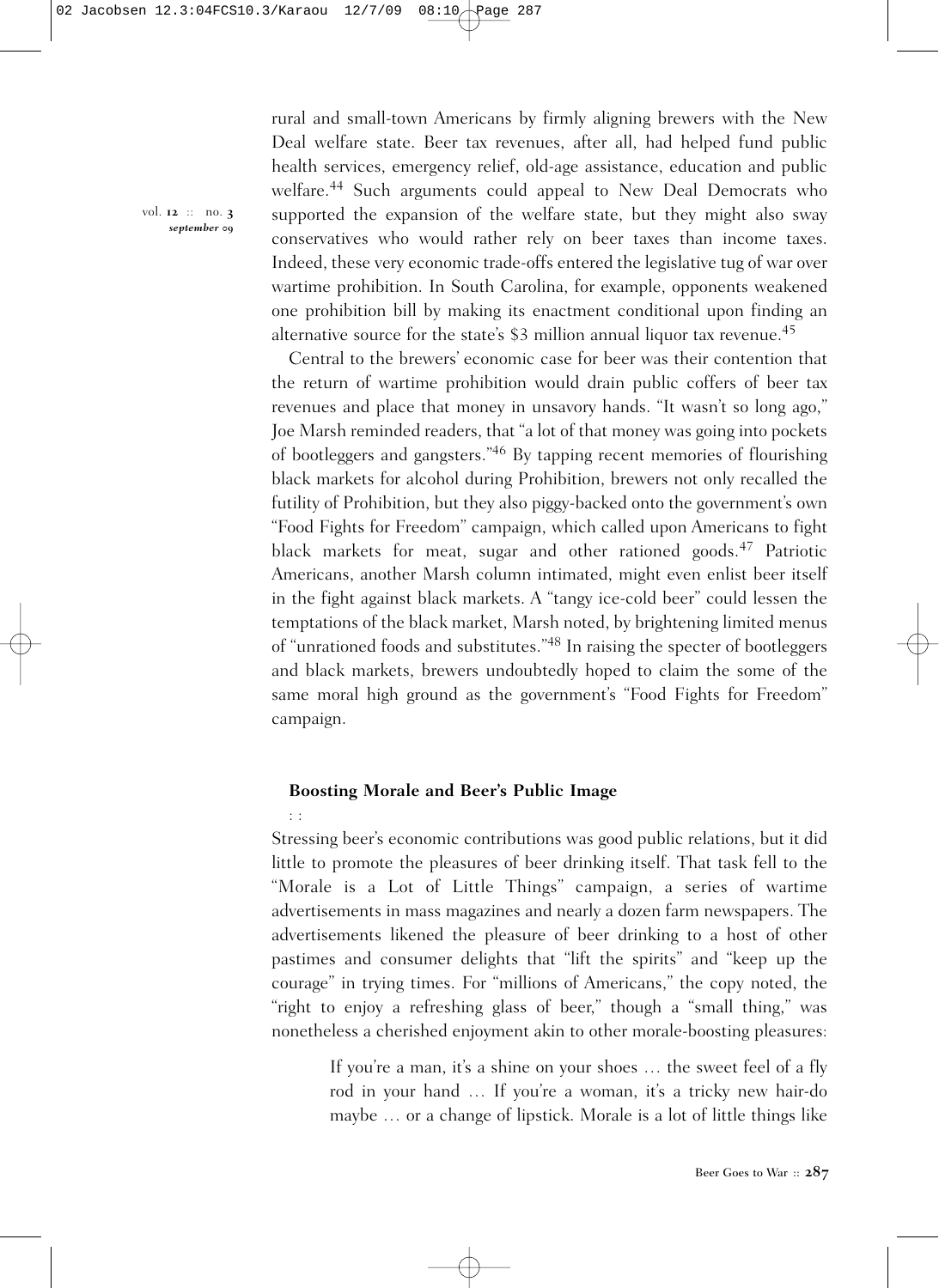rural and small-town Americans by firmly aligning brewers with the New Deal welfare state. Beer tax revenues, after all, had helped fund public health services, emergency relief, old-age assistance, education and public welfare.[44] Such arguments could appeal to New Deal Democrats who supported the expansion of the welfare state, but they might also sway conservatives who would rather rely on beer taxes than income taxes. Indeed, these very economic trade-offs entered the legislative tug of war over wartime prohibition. In South Carolina, for example, opponents weakened one prohibition bill by making its enactment conditional upon finding an alternative source for the state's $3 million annual liquor tax revenue.[45]

Central to the brewers' economic case for beer was their contention that the return of wartime prohibition would drain public coffers of beer tax revenues and place that money in unsavory hands. "It wasn't so long ago," Joe Marsh reminded readers, that "a lot of that money was going into pockets of bootleggers and gangsters."[46] By tapping recent memories of flourishing black markets for alcohol during Prohibition, brewers not only recalled the futility of Prohibition, but they also piggy-backed onto the government's own "Food Fights for Freedom" campaign, which called upon Americans to fight black markets for meat, sugar and other rationed goods.[47] Patriotic Americans, another Marsh column intimated, might even enlist beer itself in the fight against black markets. A "tangy ice-cold beer" could lessen the temptations of the black market, Marsh noted, by brightening limited menus of "unrationed foods and substitutes."[48] In raising the specter of bootleggers and black markets, brewers undoubtedly hoped to claim the some of the same moral high ground as the government's "Food Fights for Freedom" campaign.

## Boosting Morale and Beer's Public Image

Stressing beer's economic contributions was good public relations, but it did little to promote the pleasures of beer drinking itself. That task fell to the "Morale is a Lot of Little Things" campaign, a series of wartime advertisements in mass magazines and nearly a dozen farm newspapers. The advertisements likened the pleasure of beer drinking to a host of other pastimes and consumer delights that "lift the spirits" and "keep up the courage" in trying times. For "millions of Americans," the copy noted, the "right to enjoy a refreshing glass of beer," though a "small thing," was nonetheless a cherished enjoyment akin to other morale-boosting pleasures:

> If you're a man, it's a shine on your shoes … the sweet feel of a fly rod in your hand … If you're a woman, it's a tricky new hair-do maybe … or a change of lipstick. Morale is a lot of little things like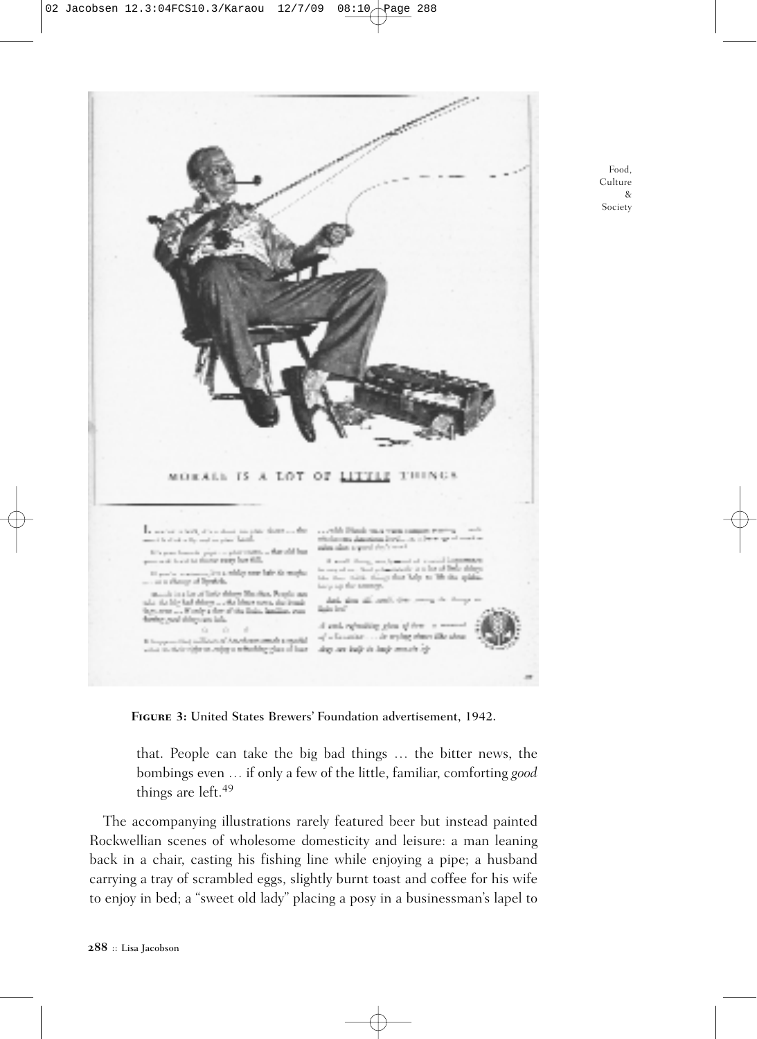**Figure 3:** United States Brewers' Foundation advertisement, 1942.

that. People can take the big bad things … the bitter news, the bombings even … if only a few of the little, familiar, comforting *good* things are left.[49]

The accompanying illustrations rarely featured beer but instead painted Rockwellian scenes of wholesome domesticity and leisure: a man leaning back in a chair, casting his fishing line while enjoying a pipe; a husband carrying a tray of scrambled eggs, slightly burnt toast and coffee for his wife to enjoy in bed; a "sweet old lady" placing a posy in a businessman's lapel to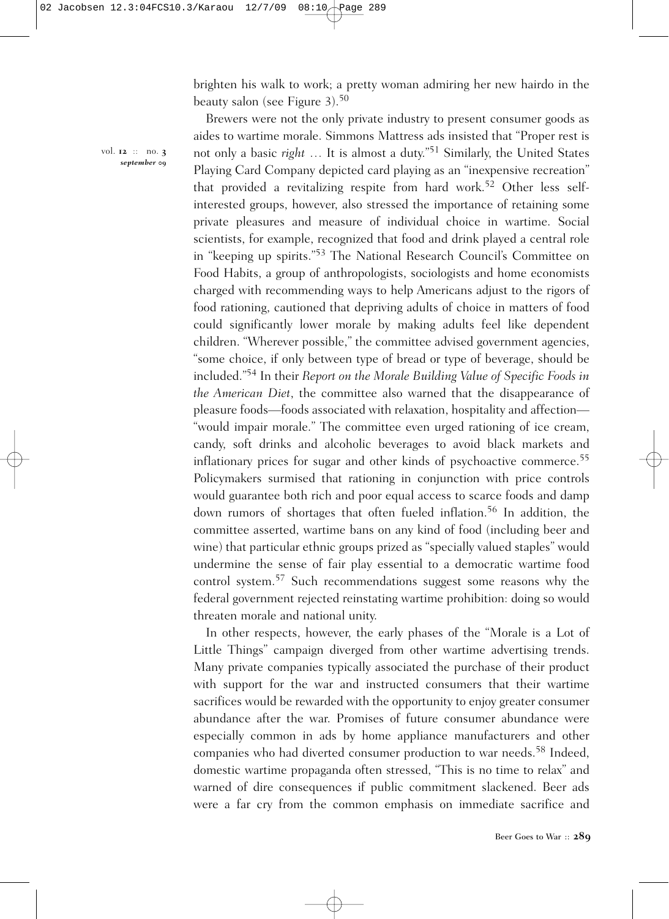brighten his walk to work; a pretty woman admiring her new hairdo in the beauty salon (see Figure 3).[50]

Brewers were not the only private industry to present consumer goods as aides to wartime morale. Simmons Mattress ads insisted that "Proper rest is not only a basic *right* … It is almost a duty."[51] Similarly, the United States Playing Card Company depicted card playing as an "inexpensive recreation" that provided a revitalizing respite from hard work.[52] Other less self-interested groups, however, also stressed the importance of retaining some private pleasures and measure of individual choice in wartime. Social scientists, for example, recognized that food and drink played a central role in "keeping up spirits."[53] The National Research Council's Committee on Food Habits, a group of anthropologists, sociologists and home economists charged with recommending ways to help Americans adjust to the rigors of food rationing, cautioned that depriving adults of choice in matters of food could significantly lower morale by making adults feel like dependent children. "Wherever possible," the committee advised government agencies, "some choice, if only between type of bread or type of beverage, should be included."[54] In their *Report on the Morale Building Value of Specific Foods in the American Diet*, the committee also warned that the disappearance of pleasure foods—foods associated with relaxation, hospitality and affection—"would impair morale." The committee even urged rationing of ice cream, candy, soft drinks and alcoholic beverages to avoid black markets and inflationary prices for sugar and other kinds of psychoactive commerce.[55] Policymakers surmised that rationing in conjunction with price controls would guarantee both rich and poor equal access to scarce foods and damp down rumors of shortages that often fueled inflation.[56] In addition, the committee asserted, wartime bans on any kind of food (including beer and wine) that particular ethnic groups prized as "specially valued staples" would undermine the sense of fair play essential to a democratic wartime food control system.[57] Such recommendations suggest some reasons why the federal government rejected reinstating wartime prohibition: doing so would threaten morale and national unity.

In other respects, however, the early phases of the "Morale is a Lot of Little Things" campaign diverged from other wartime advertising trends. Many private companies typically associated the purchase of their product with support for the war and instructed consumers that their wartime sacrifices would be rewarded with the opportunity to enjoy greater consumer abundance after the war. Promises of future consumer abundance were especially common in ads by home appliance manufacturers and other companies who had diverted consumer production to war needs.[58] Indeed, domestic wartime propaganda often stressed, "This is no time to relax" and warned of dire consequences if public commitment slackened. Beer ads were a far cry from the common emphasis on immediate sacrifice and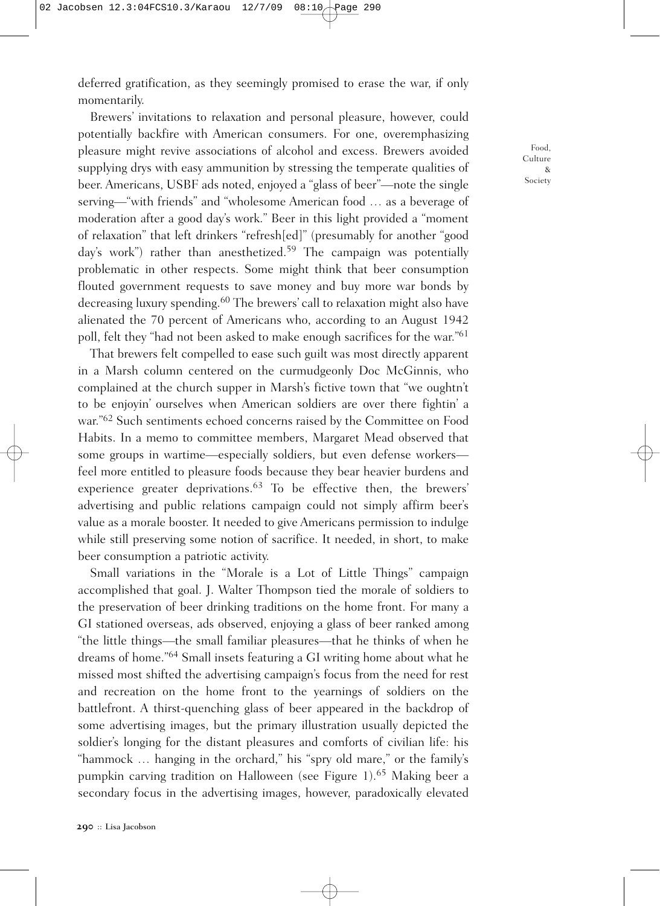deferred gratification, as they seemingly promised to erase the war, if only momentarily.

Brewers' invitations to relaxation and personal pleasure, however, could potentially backfire with American consumers. For one, overemphasizing pleasure might revive associations of alcohol and excess. Brewers avoided supplying drys with easy ammunition by stressing the temperate qualities of beer. Americans, USBF ads noted, enjoyed a "glass of beer"—note the single serving—"with friends" and "wholesome American food … as a beverage of moderation after a good day's work." Beer in this light provided a "moment of relaxation" that left drinkers "refresh[ed]" (presumably for another "good day's work") rather than anesthetized.[59] The campaign was potentially problematic in other respects. Some might think that beer consumption flouted government requests to save money and buy more war bonds by decreasing luxury spending.[60] The brewers' call to relaxation might also have alienated the 70 percent of Americans who, according to an August 1942 poll, felt they "had not been asked to make enough sacrifices for the war."[61]

That brewers felt compelled to ease such guilt was most directly apparent in a Marsh column centered on the curmudgeonly Doc McGinnis, who complained at the church supper in Marsh's fictive town that "we oughtn't to be enjoyin' ourselves when American soldiers are over there fightin' a war."[62] Such sentiments echoed concerns raised by the Committee on Food Habits. In a memo to committee members, Margaret Mead observed that some groups in wartime—especially soldiers, but even defense workers—feel more entitled to pleasure foods because they bear heavier burdens and experience greater deprivations.[63] To be effective then, the brewers' advertising and public relations campaign could not simply affirm beer's value as a morale booster. It needed to give Americans permission to indulge while still preserving some notion of sacrifice. It needed, in short, to make beer consumption a patriotic activity.

Small variations in the "Morale is a Lot of Little Things" campaign accomplished that goal. J. Walter Thompson tied the morale of soldiers to the preservation of beer drinking traditions on the home front. For many a GI stationed overseas, ads observed, enjoying a glass of beer ranked among "the little things—the small familiar pleasures—that he thinks of when he dreams of home."[64] Small insets featuring a GI writing home about what he missed most shifted the advertising campaign's focus from the need for rest and recreation on the home front to the yearnings of soldiers on the battlefront. A thirst-quenching glass of beer appeared in the backdrop of some advertising images, but the primary illustration usually depicted the soldier's longing for the distant pleasures and comforts of civilian life: his "hammock … hanging in the orchard," his "spry old mare," or the family's pumpkin carving tradition on Halloween (see Figure 1).[65] Making beer a secondary focus in the advertising images, however, paradoxically elevated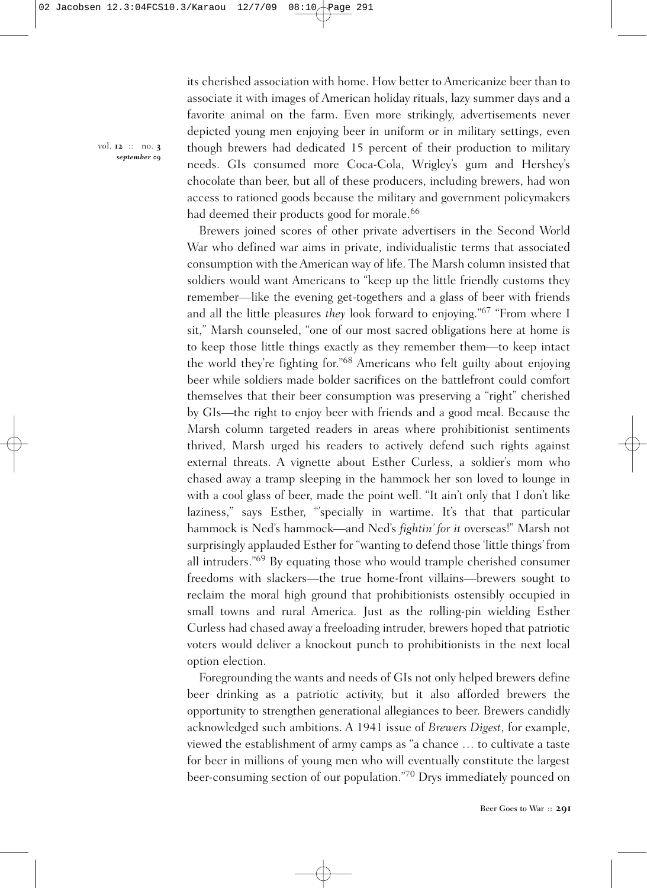its cherished association with home. How better to Americanize beer than to associate it with images of American holiday rituals, lazy summer days and a favorite animal on the farm. Even more strikingly, advertisements never depicted young men enjoying beer in uniform or in military settings, even though brewers had dedicated 15 percent of their production to military needs. GIs consumed more Coca-Cola, Wrigley's gum and Hershey's chocolate than beer, but all of these producers, including brewers, had won access to rationed goods because the military and government policymakers had deemed their products good for morale.[66]

Brewers joined scores of other private advertisers in the Second World War who defined war aims in private, individualistic terms that associated consumption with the American way of life. The Marsh column insisted that soldiers would want Americans to "keep up the little friendly customs they remember—like the evening get-togethers and a glass of beer with friends and all the little pleasures *they* look forward to enjoying."[67] "From where I sit," Marsh counseled, "one of our most sacred obligations here at home is to keep those little things exactly as they remember them—to keep intact the world they're fighting for."[68] Americans who felt guilty about enjoying beer while soldiers made bolder sacrifices on the battlefront could comfort themselves that their beer consumption was preserving a "right" cherished by GIs—the right to enjoy beer with friends and a good meal. Because the Marsh column targeted readers in areas where prohibitionist sentiments thrived, Marsh urged his readers to actively defend such rights against external threats. A vignette about Esther Curless, a soldier's mom who chased away a tramp sleeping in the hammock her son loved to lounge in with a cool glass of beer, made the point well. "It ain't only that I don't like laziness," says Esther, "'specially in wartime. It's that that particular hammock is Ned's hammock—and Ned's *fightin' for it* overseas!" Marsh not surprisingly applauded Esther for "wanting to defend those 'little things' from all intruders."[69] By equating those who would trample cherished consumer freedoms with slackers—the true home-front villains—brewers sought to reclaim the moral high ground that prohibitionists ostensibly occupied in small towns and rural America. Just as the rolling-pin wielding Esther Curless had chased away a freeloading intruder, brewers hoped that patriotic voters would deliver a knockout punch to prohibitionists in the next local option election.

Foregrounding the wants and needs of GIs not only helped brewers define beer drinking as a patriotic activity, but it also afforded brewers the opportunity to strengthen generational allegiances to beer. Brewers candidly acknowledged such ambitions. A 1941 issue of *Brewers Digest*, for example, viewed the establishment of army camps as "a chance … to cultivate a taste for beer in millions of young men who will eventually constitute the largest beer-consuming section of our population."[70] Drys immediately pounced on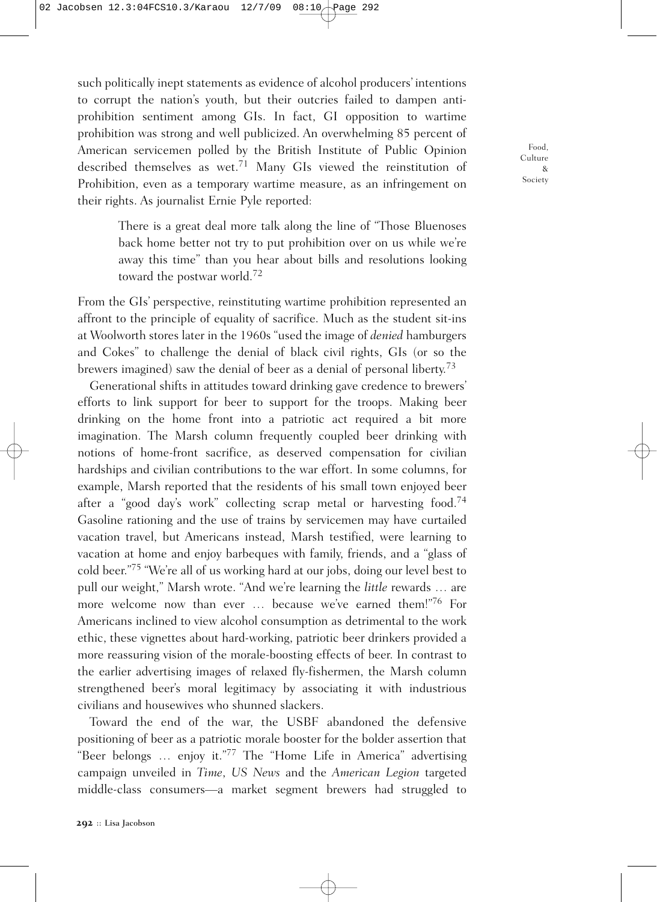such politically inept statements as evidence of alcohol producers' intentions to corrupt the nation's youth, but their outcries failed to dampen anti-prohibition sentiment among GIs. In fact, GI opposition to wartime prohibition was strong and well publicized. An overwhelming 85 percent of American servicemen polled by the British Institute of Public Opinion described themselves as wet.[71] Many GIs viewed the reinstitution of Prohibition, even as a temporary wartime measure, as an infringement on their rights. As journalist Ernie Pyle reported:

> There is a great deal more talk along the line of "Those Bluenoses back home better not try to put prohibition over on us while we're away this time" than you hear about bills and resolutions looking toward the postwar world.[72]

From the GIs' perspective, reinstituting wartime prohibition represented an affront to the principle of equality of sacrifice. Much as the student sit-ins at Woolworth stores later in the 1960s "used the image of *denied* hamburgers and Cokes" to challenge the denial of black civil rights, GIs (or so the brewers imagined) saw the denial of beer as a denial of personal liberty.[73]

Generational shifts in attitudes toward drinking gave credence to brewers' efforts to link support for beer to support for the troops. Making beer drinking on the home front into a patriotic act required a bit more imagination. The Marsh column frequently coupled beer drinking with notions of home-front sacrifice, as deserved compensation for civilian hardships and civilian contributions to the war effort. In some columns, for example, Marsh reported that the residents of his small town enjoyed beer after a "good day's work" collecting scrap metal or harvesting food.[74] Gasoline rationing and the use of trains by servicemen may have curtailed vacation travel, but Americans instead, Marsh testified, were learning to vacation at home and enjoy barbeques with family, friends, and a "glass of cold beer."[75] "We're all of us working hard at our jobs, doing our level best to pull our weight," Marsh wrote. "And we're learning the *little* rewards … are more welcome now than ever … because we've earned them!"[76] For Americans inclined to view alcohol consumption as detrimental to the work ethic, these vignettes about hard-working, patriotic beer drinkers provided a more reassuring vision of the morale-boosting effects of beer. In contrast to the earlier advertising images of relaxed fly-fishermen, the Marsh column strengthened beer's moral legitimacy by associating it with industrious civilians and housewives who shunned slackers.

Toward the end of the war, the USBF abandoned the defensive positioning of beer as a patriotic morale booster for the bolder assertion that "Beer belongs … enjoy it."[77] The "Home Life in America" advertising campaign unveiled in *Time*, *US News* and the *American Legion* targeted middle-class consumers—a market segment brewers had struggled to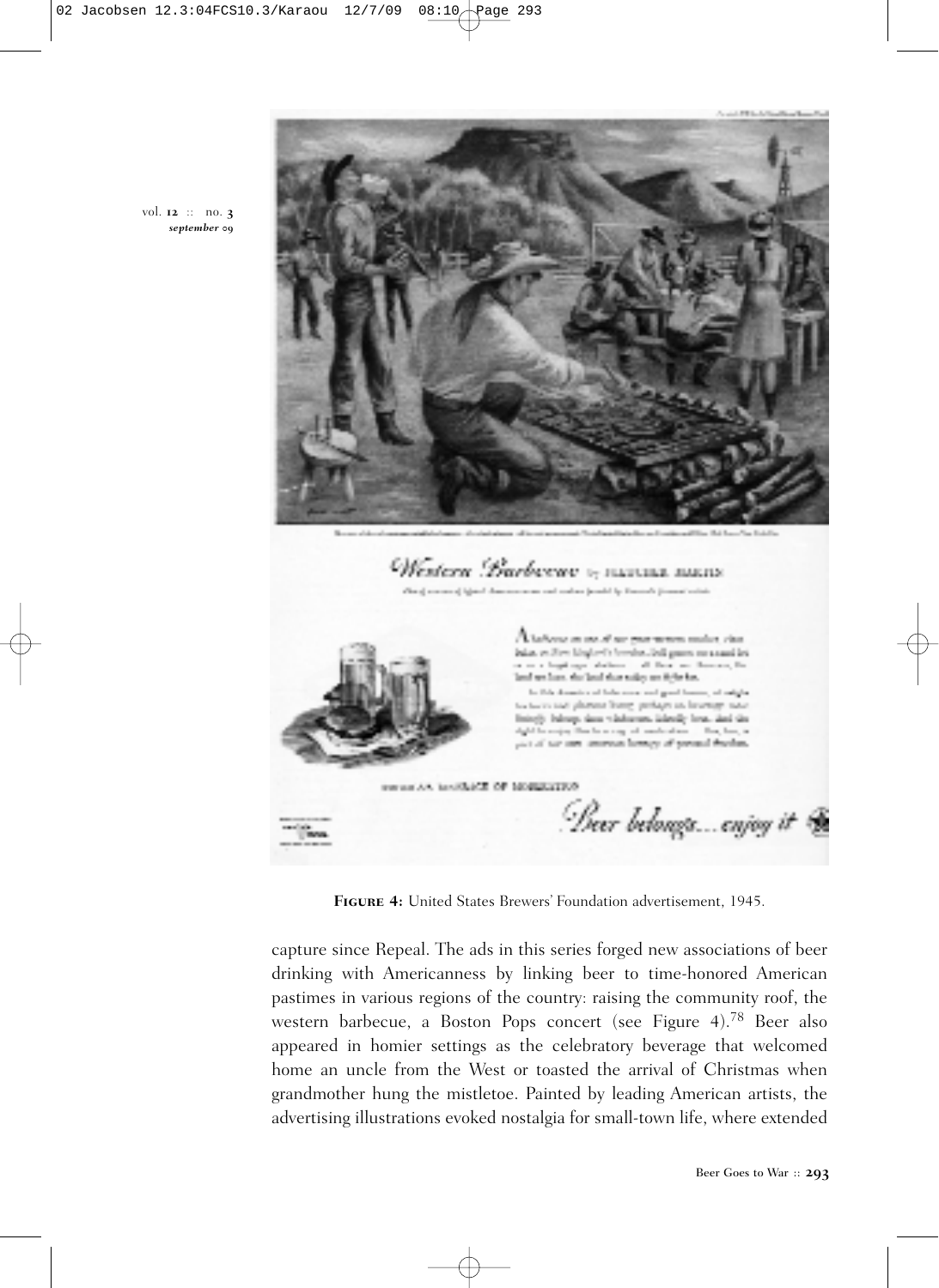**FIGURE 4:** United States Brewers' Foundation advertisement, 1945.

capture since Repeal. The ads in this series forged new associations of beer drinking with Americanness by linking beer to time-honored American pastimes in various regions of the country: raising the community roof, the western barbecue, a Boston Pops concert (see Figure 4).[78] Beer also appeared in homier settings as the celebratory beverage that welcomed home an uncle from the West or toasted the arrival of Christmas when grandmother hung the mistletoe. Painted by leading American artists, the advertising illustrations evoked nostalgia for small-town life, where extended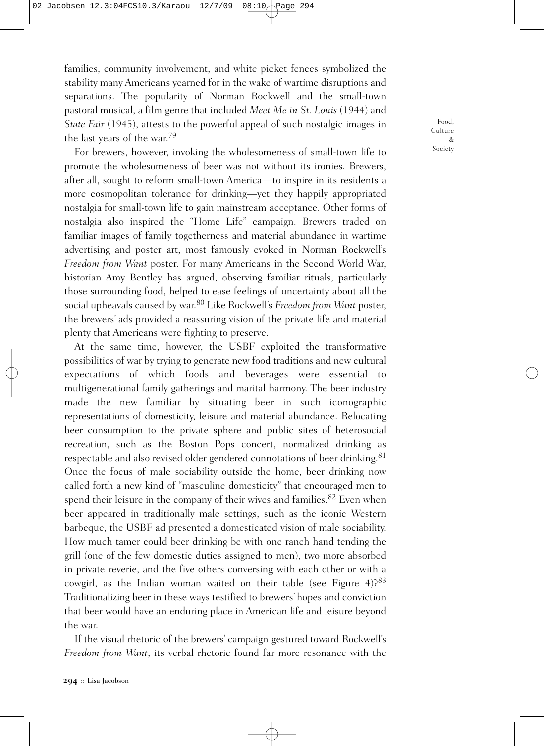families, community involvement, and white picket fences symbolized the stability many Americans yearned for in the wake of wartime disruptions and separations. The popularity of Norman Rockwell and the small-town pastoral musical, a film genre that included *Meet Me in St. Louis* (1944) and *State Fair* (1945), attests to the powerful appeal of such nostalgic images in the last years of the war.[79]

For brewers, however, invoking the wholesomeness of small-town life to promote the wholesomeness of beer was not without its ironies. Brewers, after all, sought to reform small-town America—to inspire in its residents a more cosmopolitan tolerance for drinking—yet they happily appropriated nostalgia for small-town life to gain mainstream acceptance. Other forms of nostalgia also inspired the "Home Life" campaign. Brewers traded on familiar images of family togetherness and material abundance in wartime advertising and poster art, most famously evoked in Norman Rockwell's *Freedom from Want* poster. For many Americans in the Second World War, historian Amy Bentley has argued, observing familiar rituals, particularly those surrounding food, helped to ease feelings of uncertainty about all the social upheavals caused by war.[80] Like Rockwell's *Freedom from Want* poster, the brewers' ads provided a reassuring vision of the private life and material plenty that Americans were fighting to preserve.

At the same time, however, the USBF exploited the transformative possibilities of war by trying to generate new food traditions and new cultural expectations of which foods and beverages were essential to multigenerational family gatherings and marital harmony. The beer industry made the new familiar by situating beer in such iconographic representations of domesticity, leisure and material abundance. Relocating beer consumption to the private sphere and public sites of heterosocial recreation, such as the Boston Pops concert, normalized drinking as respectable and also revised older gendered connotations of beer drinking.[81] Once the focus of male sociability outside the home, beer drinking now called forth a new kind of "masculine domesticity" that encouraged men to spend their leisure in the company of their wives and families.[82] Even when beer appeared in traditionally male settings, such as the iconic Western barbeque, the USBF ad presented a domesticated vision of male sociability. How much tamer could beer drinking be with one ranch hand tending the grill (one of the few domestic duties assigned to men), two more absorbed in private reverie, and the five others conversing with each other or with a cowgirl, as the Indian woman waited on their table (see Figure 4)?[83] Traditionalizing beer in these ways testified to brewers' hopes and conviction that beer would have an enduring place in American life and leisure beyond the war.

If the visual rhetoric of the brewers' campaign gestured toward Rockwell's *Freedom from Want*, its verbal rhetoric found far more resonance with the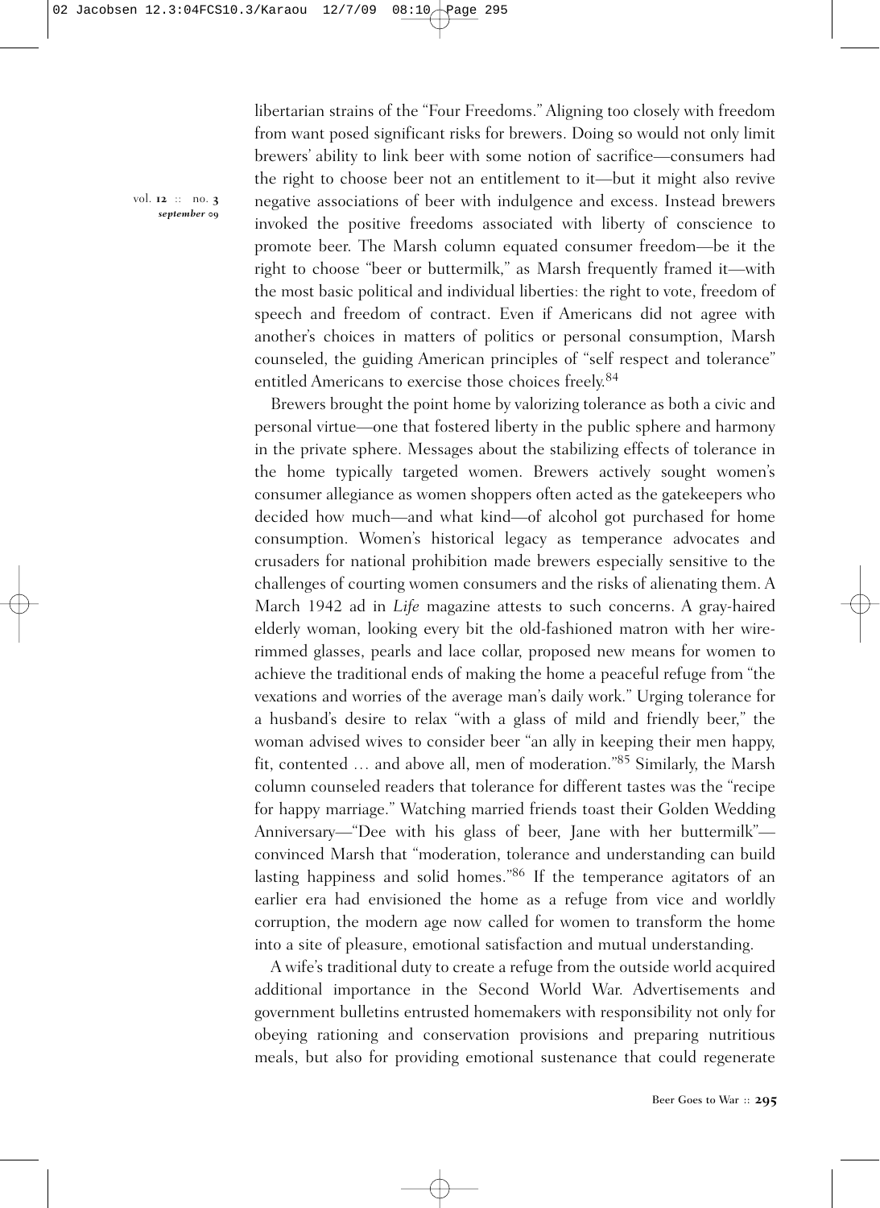libertarian strains of the "Four Freedoms." Aligning too closely with freedom from want posed significant risks for brewers. Doing so would not only limit brewers' ability to link beer with some notion of sacrifice—consumers had the right to choose beer not an entitlement to it—but it might also revive negative associations of beer with indulgence and excess. Instead brewers invoked the positive freedoms associated with liberty of conscience to promote beer. The Marsh column equated consumer freedom—be it the right to choose "beer or buttermilk," as Marsh frequently framed it—with the most basic political and individual liberties: the right to vote, freedom of speech and freedom of contract. Even if Americans did not agree with another's choices in matters of politics or personal consumption, Marsh counseled, the guiding American principles of "self respect and tolerance" entitled Americans to exercise those choices freely.[84]

Brewers brought the point home by valorizing tolerance as both a civic and personal virtue—one that fostered liberty in the public sphere and harmony in the private sphere. Messages about the stabilizing effects of tolerance in the home typically targeted women. Brewers actively sought women's consumer allegiance as women shoppers often acted as the gatekeepers who decided how much—and what kind—of alcohol got purchased for home consumption. Women's historical legacy as temperance advocates and crusaders for national prohibition made brewers especially sensitive to the challenges of courting women consumers and the risks of alienating them. A March 1942 ad in *Life* magazine attests to such concerns. A gray-haired elderly woman, looking every bit the old-fashioned matron with her wire-rimmed glasses, pearls and lace collar, proposed new means for women to achieve the traditional ends of making the home a peaceful refuge from "the vexations and worries of the average man's daily work." Urging tolerance for a husband's desire to relax "with a glass of mild and friendly beer," the woman advised wives to consider beer "an ally in keeping their men happy, fit, contented … and above all, men of moderation."[85] Similarly, the Marsh column counseled readers that tolerance for different tastes was the "recipe for happy marriage." Watching married friends toast their Golden Wedding Anniversary—"Dee with his glass of beer, Jane with her buttermilk"—convinced Marsh that "moderation, tolerance and understanding can build lasting happiness and solid homes."[86] If the temperance agitators of an earlier era had envisioned the home as a refuge from vice and worldly corruption, the modern age now called for women to transform the home into a site of pleasure, emotional satisfaction and mutual understanding.

A wife's traditional duty to create a refuge from the outside world acquired additional importance in the Second World War. Advertisements and government bulletins entrusted homemakers with responsibility not only for obeying rationing and conservation provisions and preparing nutritious meals, but also for providing emotional sustenance that could regenerate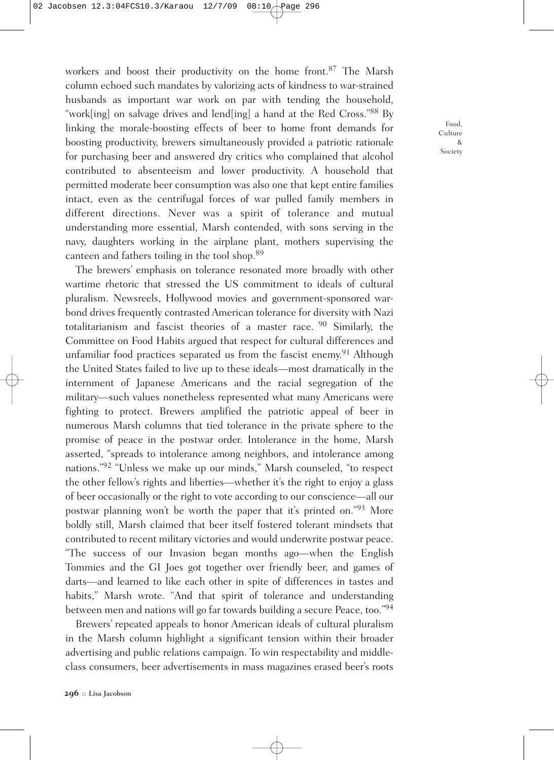workers and boost their productivity on the home front.[87] The Marsh column echoed such mandates by valorizing acts of kindness to war-strained husbands as important war work on par with tending the household, "work[ing] on salvage drives and lend[ing] a hand at the Red Cross."[88] By linking the morale-boosting effects of beer to home front demands for boosting productivity, brewers simultaneously provided a patriotic rationale for purchasing beer and answered dry critics who complained that alcohol contributed to absenteeism and lower productivity. A household that permitted moderate beer consumption was also one that kept entire families intact, even as the centrifugal forces of war pulled family members in different directions. Never was a spirit of tolerance and mutual understanding more essential, Marsh contended, with sons serving in the navy, daughters working in the airplane plant, mothers supervising the canteen and fathers toiling in the tool shop.[89]

The brewers' emphasis on tolerance resonated more broadly with other wartime rhetoric that stressed the US commitment to ideals of cultural pluralism. Newsreels, Hollywood movies and government-sponsored war-bond drives frequently contrasted American tolerance for diversity with Nazi totalitarianism and fascist theories of a master race.[90] Similarly, the Committee on Food Habits argued that respect for cultural differences and unfamiliar food practices separated us from the fascist enemy.[91] Although the United States failed to live up to these ideals—most dramatically in the internment of Japanese Americans and the racial segregation of the military—such values nonetheless represented what many Americans were fighting to protect. Brewers amplified the patriotic appeal of beer in numerous Marsh columns that tied tolerance in the private sphere to the promise of peace in the postwar order. Intolerance in the home, Marsh asserted, "spreads to intolerance among neighbors, and intolerance among nations."[92] "Unless we make up our minds," Marsh counseled, "to respect the other fellow's rights and liberties—whether it's the right to enjoy a glass of beer occasionally or the right to vote according to our conscience—all our postwar planning won't be worth the paper that it's printed on."[93] More boldly still, Marsh claimed that beer itself fostered tolerant mindsets that contributed to recent military victories and would underwrite postwar peace. "The success of our Invasion began months ago—when the English Tommies and the GI Joes got together over friendly beer, and games of darts—and learned to like each other in spite of differences in tastes and habits," Marsh wrote. "And that spirit of tolerance and understanding between men and nations will go far towards building a secure Peace, too."[94]

Brewers' repeated appeals to honor American ideals of cultural pluralism in the Marsh column highlight a significant tension within their broader advertising and public relations campaign. To win respectability and middle-class consumers, beer advertisements in mass magazines erased beer's roots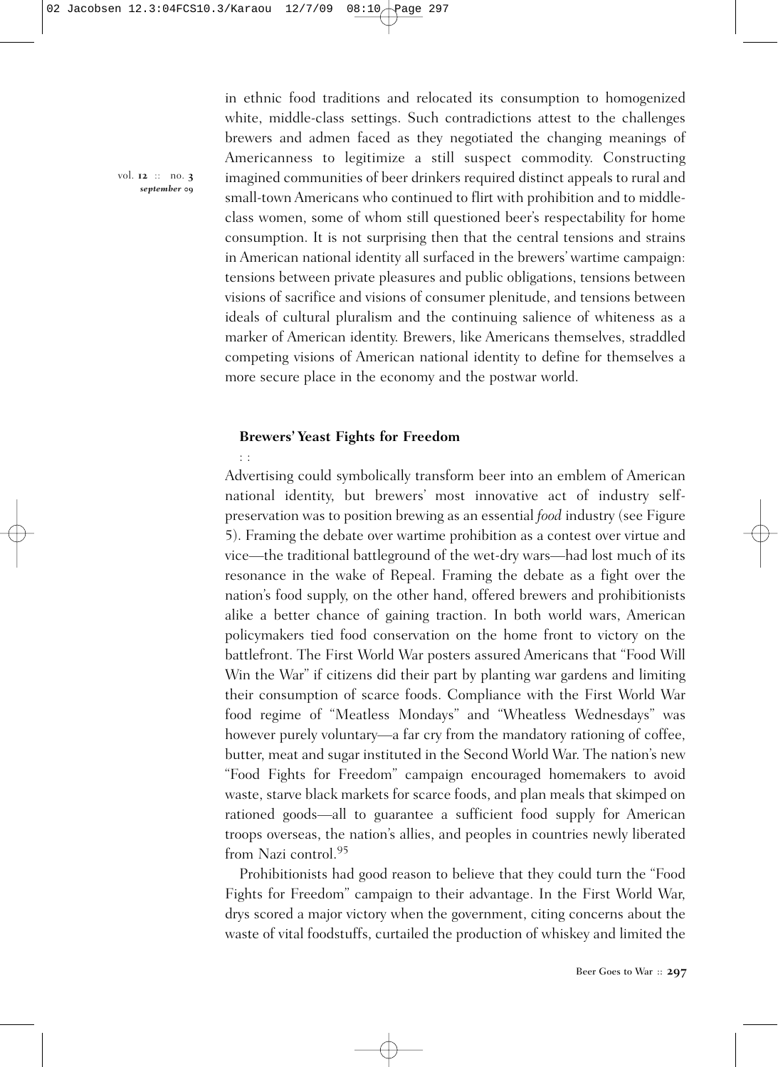in ethnic food traditions and relocated its consumption to homogenized white, middle-class settings. Such contradictions attest to the challenges brewers and admen faced as they negotiated the changing meanings of Americanness to legitimize a still suspect commodity. Constructing imagined communities of beer drinkers required distinct appeals to rural and small-town Americans who continued to flirt with prohibition and to middle-class women, some of whom still questioned beer's respectability for home consumption. It is not surprising then that the central tensions and strains in American national identity all surfaced in the brewers' wartime campaign: tensions between private pleasures and public obligations, tensions between visions of sacrifice and visions of consumer plenitude, and tensions between ideals of cultural pluralism and the continuing salience of whiteness as a marker of American identity. Brewers, like Americans themselves, straddled competing visions of American national identity to define for themselves a more secure place in the economy and the postwar world.

## Brewers' Yeast Fights for Freedom

Advertising could symbolically transform beer into an emblem of American national identity, but brewers' most innovative act of industry self-preservation was to position brewing as an essential *food* industry (see Figure 5). Framing the debate over wartime prohibition as a contest over virtue and vice—the traditional battleground of the wet-dry wars—had lost much of its resonance in the wake of Repeal. Framing the debate as a fight over the nation's food supply, on the other hand, offered brewers and prohibitionists alike a better chance of gaining traction. In both world wars, American policymakers tied food conservation on the home front to victory on the battlefront. The First World War posters assured Americans that "Food Will Win the War" if citizens did their part by planting war gardens and limiting their consumption of scarce foods. Compliance with the First World War food regime of "Meatless Mondays" and "Wheatless Wednesdays" was however purely voluntary—a far cry from the mandatory rationing of coffee, butter, meat and sugar instituted in the Second World War. The nation's new "Food Fights for Freedom" campaign encouraged homemakers to avoid waste, starve black markets for scarce foods, and plan meals that skimped on rationed goods—all to guarantee a sufficient food supply for American troops overseas, the nation's allies, and peoples in countries newly liberated from Nazi control.[95]

Prohibitionists had good reason to believe that they could turn the "Food Fights for Freedom" campaign to their advantage. In the First World War, drys scored a major victory when the government, citing concerns about the waste of vital foodstuffs, curtailed the production of whiskey and limited the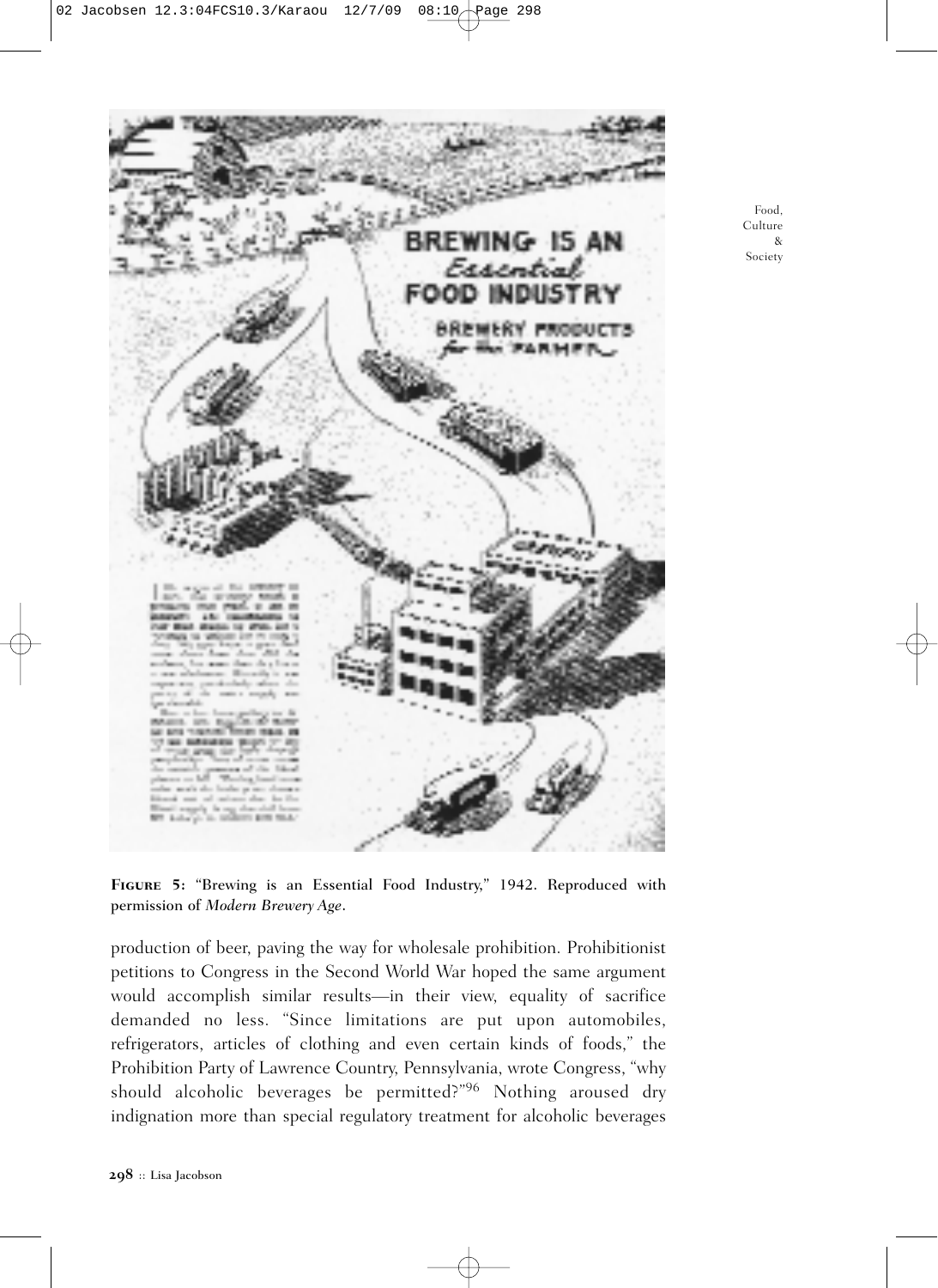**Figure 5:** "Brewing is an Essential Food Industry," 1942. Reproduced with permission of *Modern Brewery Age*.

production of beer, paving the way for wholesale prohibition. Prohibitionist petitions to Congress in the Second World War hoped the same argument would accomplish similar results—in their view, equality of sacrifice demanded no less. "Since limitations are put upon automobiles, refrigerators, articles of clothing and even certain kinds of foods," the Prohibition Party of Lawrence Country, Pennsylvania, wrote Congress, "why should alcoholic beverages be permitted?"[96] Nothing aroused dry indignation more than special regulatory treatment for alcoholic beverages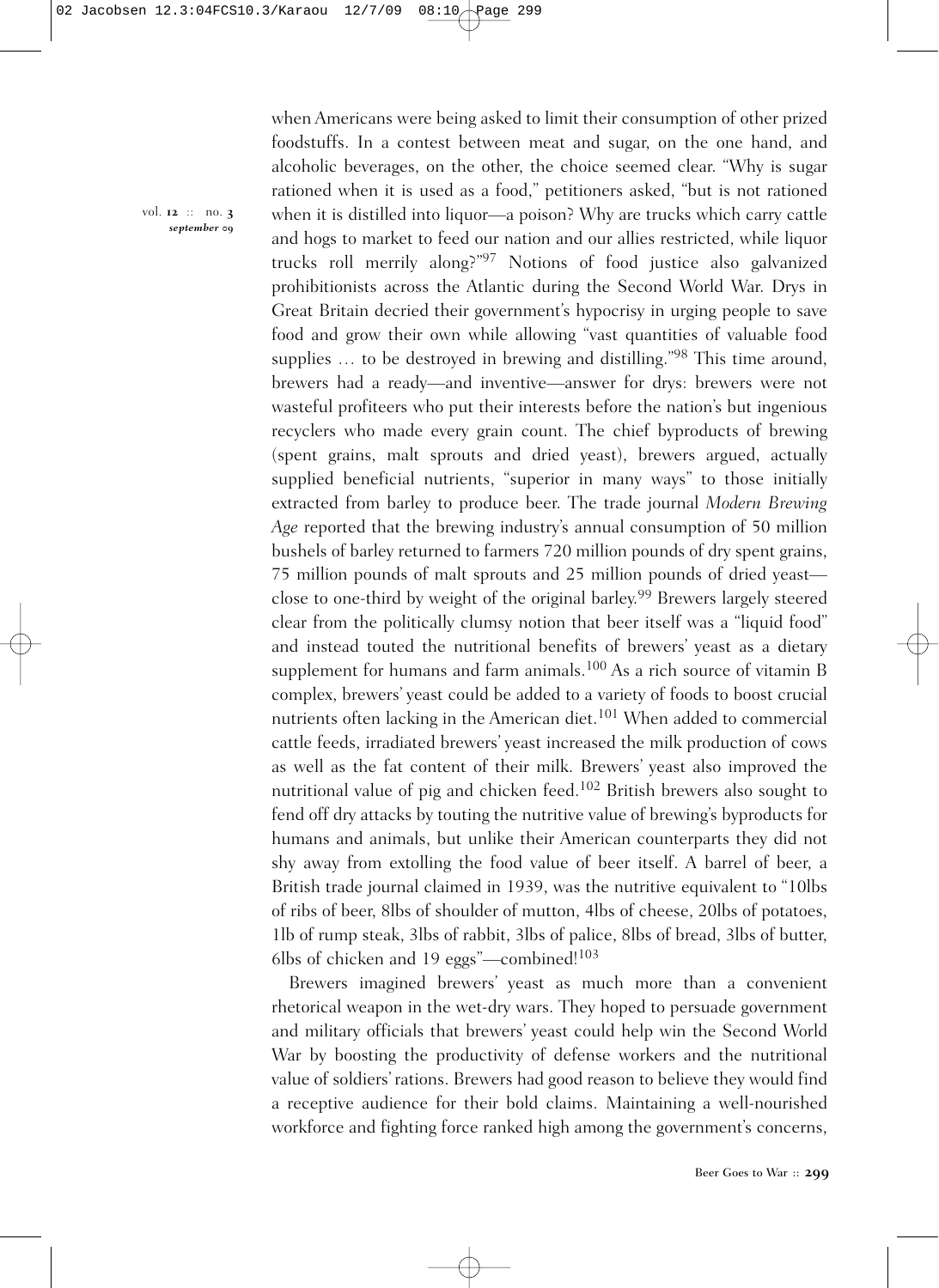when Americans were being asked to limit their consumption of other prized foodstuffs. In a contest between meat and sugar, on the one hand, and alcoholic beverages, on the other, the choice seemed clear. "Why is sugar rationed when it is used as a food," petitioners asked, "but is not rationed when it is distilled into liquor—a poison? Why are trucks which carry cattle and hogs to market to feed our nation and our allies restricted, while liquor trucks roll merrily along?"[97] Notions of food justice also galvanized prohibitionists across the Atlantic during the Second World War. Drys in Great Britain decried their government's hypocrisy in urging people to save food and grow their own while allowing "vast quantities of valuable food supplies … to be destroyed in brewing and distilling."[98] This time around, brewers had a ready—and inventive—answer for drys: brewers were not wasteful profiteers who put their interests before the nation's but ingenious recyclers who made every grain count. The chief byproducts of brewing (spent grains, malt sprouts and dried yeast), brewers argued, actually supplied beneficial nutrients, "superior in many ways" to those initially extracted from barley to produce beer. The trade journal *Modern Brewing Age* reported that the brewing industry's annual consumption of 50 million bushels of barley returned to farmers 720 million pounds of dry spent grains, 75 million pounds of malt sprouts and 25 million pounds of dried yeast—close to one-third by weight of the original barley.[99] Brewers largely steered clear from the politically clumsy notion that beer itself was a "liquid food" and instead touted the nutritional benefits of brewers' yeast as a dietary supplement for humans and farm animals.[100] As a rich source of vitamin B complex, brewers' yeast could be added to a variety of foods to boost crucial nutrients often lacking in the American diet.[101] When added to commercial cattle feeds, irradiated brewers' yeast increased the milk production of cows as well as the fat content of their milk. Brewers' yeast also improved the nutritional value of pig and chicken feed.[102] British brewers also sought to fend off dry attacks by touting the nutritive value of brewing's byproducts for humans and animals, but unlike their American counterparts they did not shy away from extolling the food value of beer itself. A barrel of beer, a British trade journal claimed in 1939, was the nutritive equivalent to "10lbs of ribs of beer, 8lbs of shoulder of mutton, 4lbs of cheese, 20lbs of potatoes, 1lb of rump steak, 3lbs of rabbit, 3lbs of palice, 8lbs of bread, 3lbs of butter, 6lbs of chicken and 19 eggs"—combined![103]

Brewers imagined brewers' yeast as much more than a convenient rhetorical weapon in the wet-dry wars. They hoped to persuade government and military officials that brewers' yeast could help win the Second World War by boosting the productivity of defense workers and the nutritional value of soldiers' rations. Brewers had good reason to believe they would find a receptive audience for their bold claims. Maintaining a well-nourished workforce and fighting force ranked high among the government's concerns,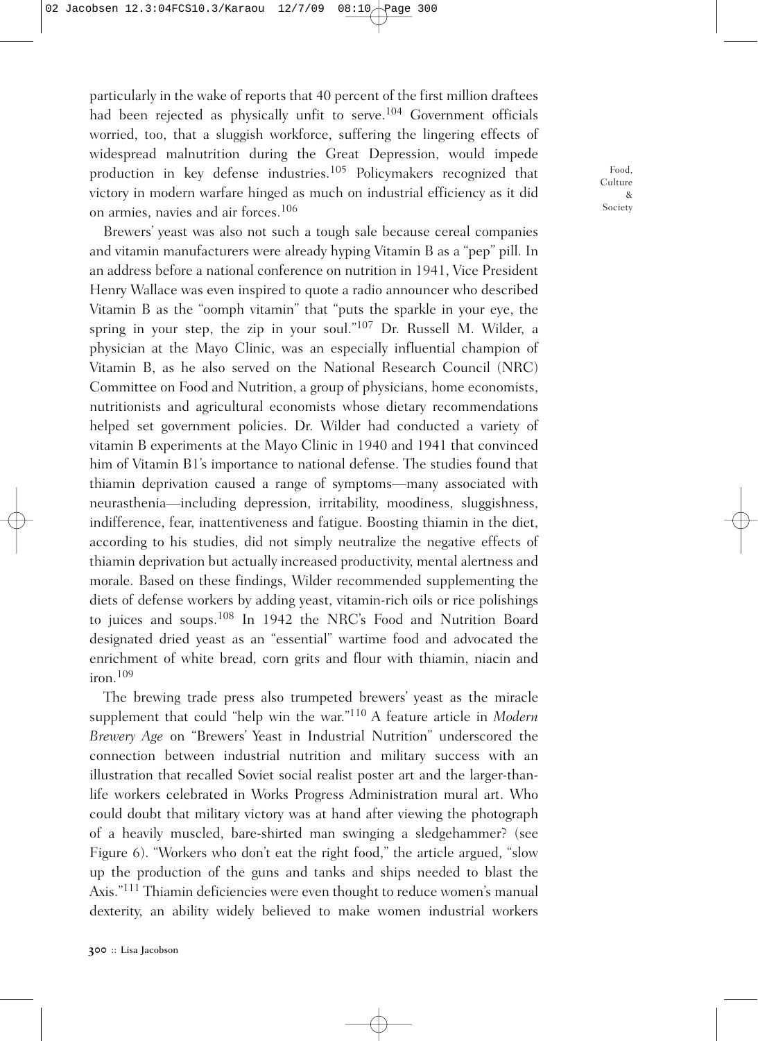particularly in the wake of reports that 40 percent of the first million draftees had been rejected as physically unfit to serve.[104] Government officials worried, too, that a sluggish workforce, suffering the lingering effects of widespread malnutrition during the Great Depression, would impede production in key defense industries.[105] Policymakers recognized that victory in modern warfare hinged as much on industrial efficiency as it did on armies, navies and air forces.[106]

Brewers' yeast was also not such a tough sale because cereal companies and vitamin manufacturers were already hyping Vitamin B as a "pep" pill. In an address before a national conference on nutrition in 1941, Vice President Henry Wallace was even inspired to quote a radio announcer who described Vitamin B as the "oomph vitamin" that "puts the sparkle in your eye, the spring in your step, the zip in your soul."[107] Dr. Russell M. Wilder, a physician at the Mayo Clinic, was an especially influential champion of Vitamin B, as he also served on the National Research Council (NRC) Committee on Food and Nutrition, a group of physicians, home economists, nutritionists and agricultural economists whose dietary recommendations helped set government policies. Dr. Wilder had conducted a variety of vitamin B experiments at the Mayo Clinic in 1940 and 1941 that convinced him of Vitamin B1's importance to national defense. The studies found that thiamin deprivation caused a range of symptoms—many associated with neurasthenia—including depression, irritability, moodiness, sluggishness, indifference, fear, inattentiveness and fatigue. Boosting thiamin in the diet, according to his studies, did not simply neutralize the negative effects of thiamin deprivation but actually increased productivity, mental alertness and morale. Based on these findings, Wilder recommended supplementing the diets of defense workers by adding yeast, vitamin-rich oils or rice polishings to juices and soups.[108] In 1942 the NRC's Food and Nutrition Board designated dried yeast as an "essential" wartime food and advocated the enrichment of white bread, corn grits and flour with thiamin, niacin and iron.[109]

The brewing trade press also trumpeted brewers' yeast as the miracle supplement that could "help win the war."[110] A feature article in *Modern Brewery Age* on "Brewers' Yeast in Industrial Nutrition" underscored the connection between industrial nutrition and military success with an illustration that recalled Soviet social realist poster art and the larger-than-life workers celebrated in Works Progress Administration mural art. Who could doubt that military victory was at hand after viewing the photograph of a heavily muscled, bare-shirted man swinging a sledgehammer? (see Figure 6). "Workers who don't eat the right food," the article argued, "slow up the production of the guns and tanks and ships needed to blast the Axis."[111] Thiamin deficiencies were even thought to reduce women's manual dexterity, an ability widely believed to make women industrial workers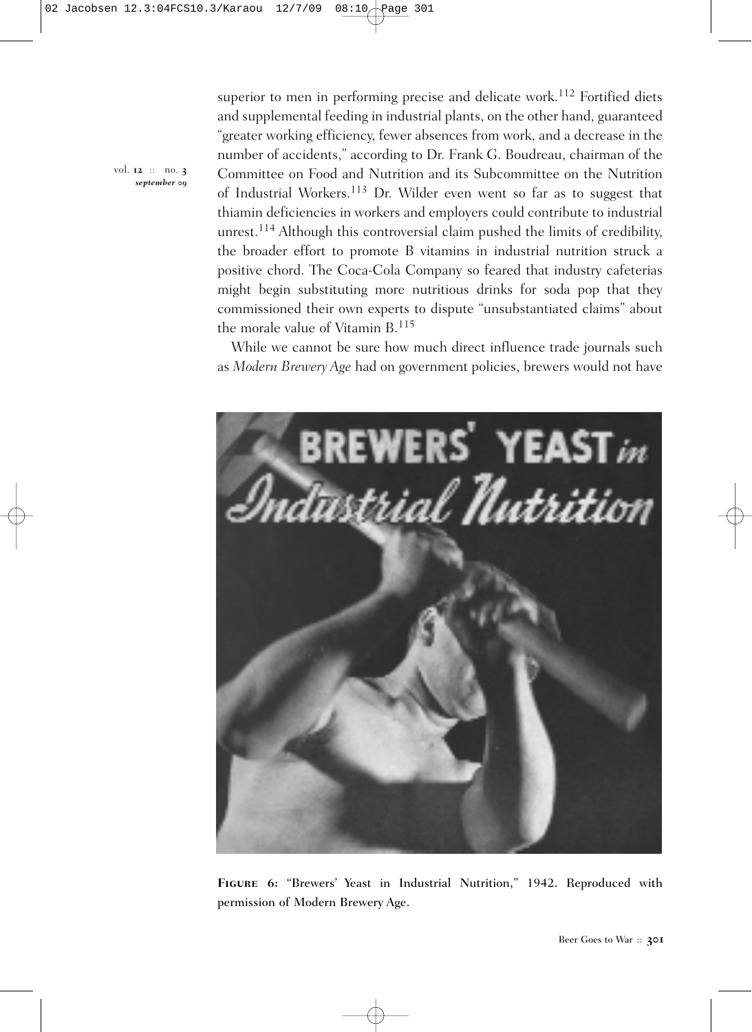superior to men in performing precise and delicate work.[112] Fortified diets and supplemental feeding in industrial plants, on the other hand, guaranteed "greater working efficiency, fewer absences from work, and a decrease in the number of accidents," according to Dr. Frank G. Boudreau, chairman of the Committee on Food and Nutrition and its Subcommittee on the Nutrition of Industrial Workers.[113] Dr. Wilder even went so far as to suggest that thiamin deficiencies in workers and employers could contribute to industrial unrest.[114] Although this controversial claim pushed the limits of credibility, the broader effort to promote B vitamins in industrial nutrition struck a positive chord. The Coca-Cola Company so feared that industry cafeterias might begin substituting more nutritious drinks for soda pop that they commissioned their own experts to dispute "unsubstantiated claims" about the morale value of Vitamin B.[115]

While we cannot be sure how much direct influence trade journals such as *Modern Brewery Age* had on government policies, brewers would not have

**Figure 6:** "Brewers' Yeast in Industrial Nutrition," 1942. Reproduced with permission of Modern Brewery Age.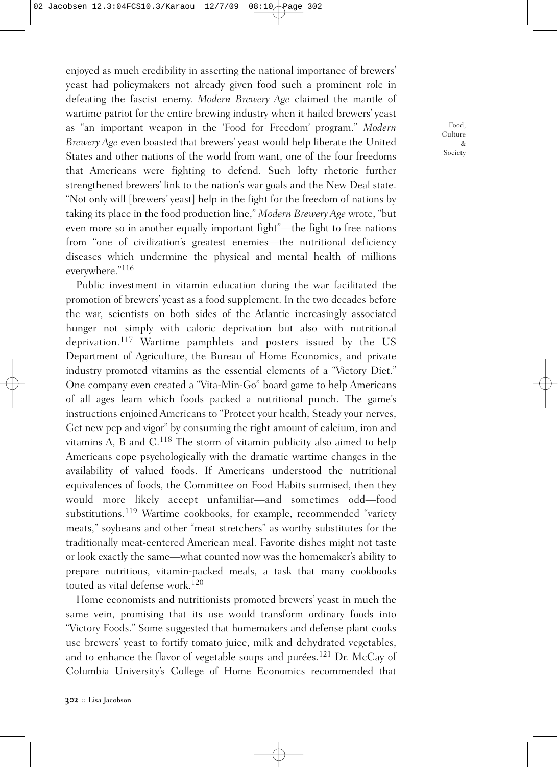enjoyed as much credibility in asserting the national importance of brewers' yeast had policymakers not already given food such a prominent role in defeating the fascist enemy. *Modern Brewery Age* claimed the mantle of wartime patriot for the entire brewing industry when it hailed brewers' yeast as "an important weapon in the 'Food for Freedom' program." *Modern Brewery Age* even boasted that brewers' yeast would help liberate the United States and other nations of the world from want, one of the four freedoms that Americans were fighting to defend. Such lofty rhetoric further strengthened brewers' link to the nation's war goals and the New Deal state. "Not only will [brewers' yeast] help in the fight for the freedom of nations by taking its place in the food production line," *Modern Brewery Age* wrote, "but even more so in another equally important fight"—the fight to free nations from "one of civilization's greatest enemies—the nutritional deficiency diseases which undermine the physical and mental health of millions everywhere."[116]

Public investment in vitamin education during the war facilitated the promotion of brewers' yeast as a food supplement. In the two decades before the war, scientists on both sides of the Atlantic increasingly associated hunger not simply with caloric deprivation but also with nutritional deprivation.[117] Wartime pamphlets and posters issued by the US Department of Agriculture, the Bureau of Home Economics, and private industry promoted vitamins as the essential elements of a "Victory Diet." One company even created a "Vita-Min-Go" board game to help Americans of all ages learn which foods packed a nutritional punch. The game's instructions enjoined Americans to "Protect your health, Steady your nerves, Get new pep and vigor" by consuming the right amount of calcium, iron and vitamins A, B and C.[118] The storm of vitamin publicity also aimed to help Americans cope psychologically with the dramatic wartime changes in the availability of valued foods. If Americans understood the nutritional equivalences of foods, the Committee on Food Habits surmised, then they would more likely accept unfamiliar—and sometimes odd—food substitutions.[119] Wartime cookbooks, for example, recommended "variety meats," soybeans and other "meat stretchers" as worthy substitutes for the traditionally meat-centered American meal. Favorite dishes might not taste or look exactly the same—what counted now was the homemaker's ability to prepare nutritious, vitamin-packed meals, a task that many cookbooks touted as vital defense work.[120]

Home economists and nutritionists promoted brewers' yeast in much the same vein, promising that its use would transform ordinary foods into "Victory Foods." Some suggested that homemakers and defense plant cooks use brewers' yeast to fortify tomato juice, milk and dehydrated vegetables, and to enhance the flavor of vegetable soups and purées.[121] Dr. McCay of Columbia University's College of Home Economics recommended that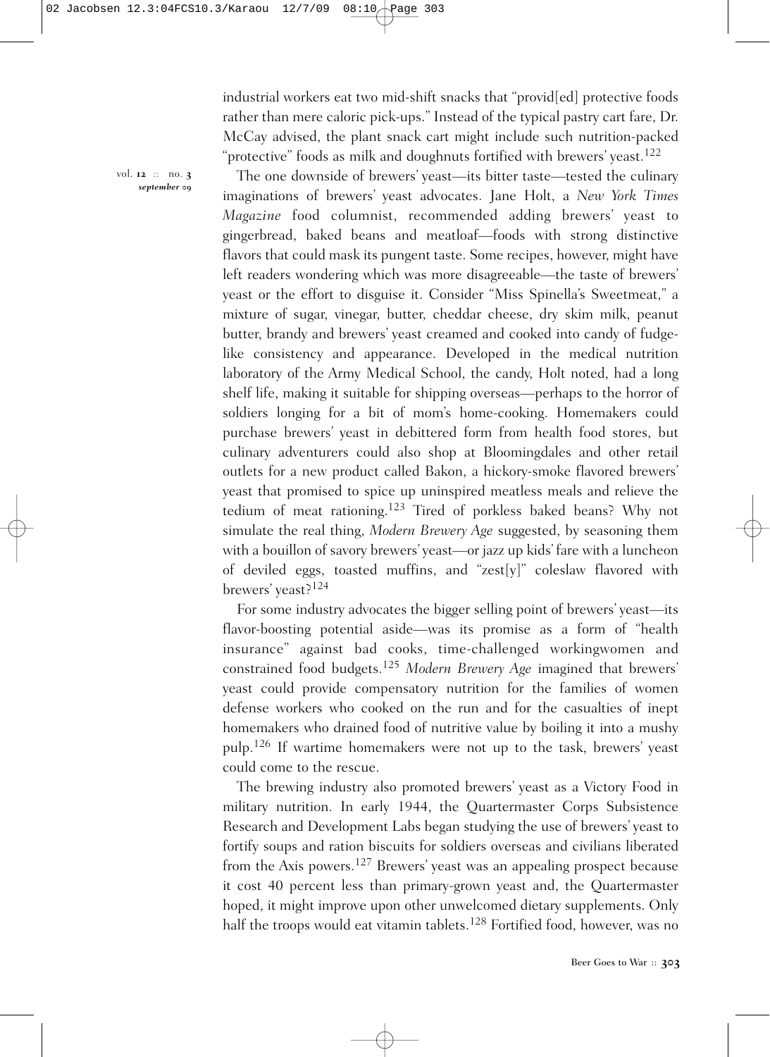industrial workers eat two mid-shift snacks that "provid[ed] protective foods rather than mere caloric pick-ups." Instead of the typical pastry cart fare, Dr. McCay advised, the plant snack cart might include such nutrition-packed "protective" foods as milk and doughnuts fortified with brewers' yeast.[122]

The one downside of brewers' yeast—its bitter taste—tested the culinary imaginations of brewers' yeast advocates. Jane Holt, a *New York Times Magazine* food columnist, recommended adding brewers' yeast to gingerbread, baked beans and meatloaf—foods with strong distinctive flavors that could mask its pungent taste. Some recipes, however, might have left readers wondering which was more disagreeable—the taste of brewers' yeast or the effort to disguise it. Consider "Miss Spinella's Sweetmeat," a mixture of sugar, vinegar, butter, cheddar cheese, dry skim milk, peanut butter, brandy and brewers' yeast creamed and cooked into candy of fudge-like consistency and appearance. Developed in the medical nutrition laboratory of the Army Medical School, the candy, Holt noted, had a long shelf life, making it suitable for shipping overseas—perhaps to the horror of soldiers longing for a bit of mom's home-cooking. Homemakers could purchase brewers' yeast in debittered form from health food stores, but culinary adventurers could also shop at Bloomingdales and other retail outlets for a new product called Bakon, a hickory-smoke flavored brewers' yeast that promised to spice up uninspired meatless meals and relieve the tedium of meat rationing.[123] Tired of porkless baked beans? Why not simulate the real thing, *Modern Brewery Age* suggested, by seasoning them with a bouillon of savory brewers' yeast—or jazz up kids' fare with a luncheon of deviled eggs, toasted muffins, and "zest[y]" coleslaw flavored with brewers' yeast?[124]

For some industry advocates the bigger selling point of brewers' yeast—its flavor-boosting potential aside—was its promise as a form of "health insurance" against bad cooks, time-challenged workingwomen and constrained food budgets.[125] *Modern Brewery Age* imagined that brewers' yeast could provide compensatory nutrition for the families of women defense workers who cooked on the run and for the casualties of inept homemakers who drained food of nutritive value by boiling it into a mushy pulp.[126] If wartime homemakers were not up to the task, brewers' yeast could come to the rescue.

The brewing industry also promoted brewers' yeast as a Victory Food in military nutrition. In early 1944, the Quartermaster Corps Subsistence Research and Development Labs began studying the use of brewers' yeast to fortify soups and ration biscuits for soldiers overseas and civilians liberated from the Axis powers.[127] Brewers' yeast was an appealing prospect because it cost 40 percent less than primary-grown yeast and, the Quartermaster hoped, it might improve upon other unwelcomed dietary supplements. Only half the troops would eat vitamin tablets.[128] Fortified food, however, was no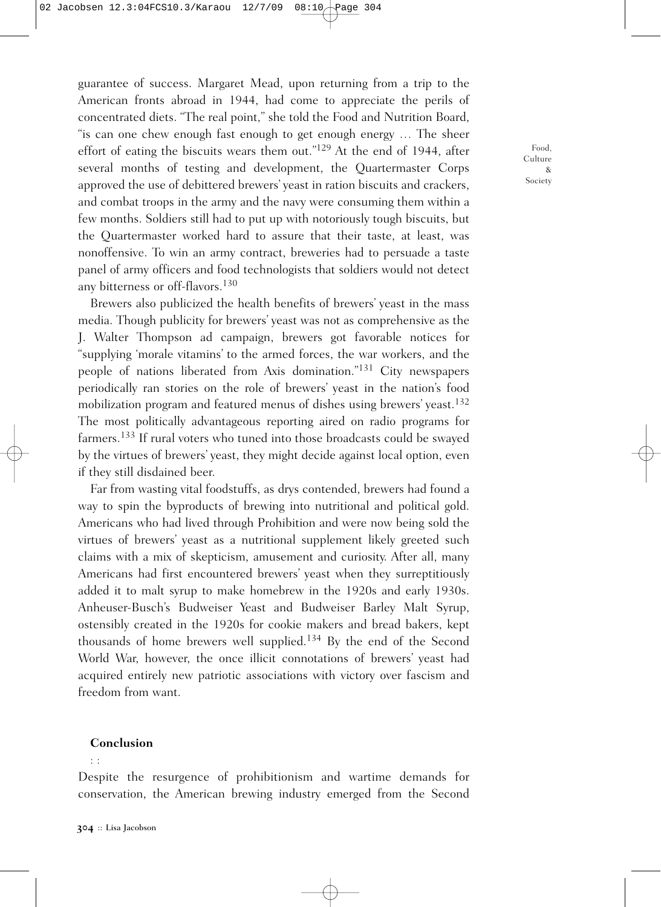guarantee of success. Margaret Mead, upon returning from a trip to the American fronts abroad in 1944, had come to appreciate the perils of concentrated diets. "The real point," she told the Food and Nutrition Board, "is can one chew enough fast enough to get enough energy … The sheer effort of eating the biscuits wears them out."[129] At the end of 1944, after several months of testing and development, the Quartermaster Corps approved the use of debittered brewers' yeast in ration biscuits and crackers, and combat troops in the army and the navy were consuming them within a few months. Soldiers still had to put up with notoriously tough biscuits, but the Quartermaster worked hard to assure that their taste, at least, was nonoffensive. To win an army contract, breweries had to persuade a taste panel of army officers and food technologists that soldiers would not detect any bitterness or off-flavors.[130]

Brewers also publicized the health benefits of brewers' yeast in the mass media. Though publicity for brewers' yeast was not as comprehensive as the J. Walter Thompson ad campaign, brewers got favorable notices for "supplying 'morale vitamins' to the armed forces, the war workers, and the people of nations liberated from Axis domination."[131] City newspapers periodically ran stories on the role of brewers' yeast in the nation's food mobilization program and featured menus of dishes using brewers' yeast.[132] The most politically advantageous reporting aired on radio programs for farmers.[133] If rural voters who tuned into those broadcasts could be swayed by the virtues of brewers' yeast, they might decide against local option, even if they still disdained beer.

Far from wasting vital foodstuffs, as drys contended, brewers had found a way to spin the byproducts of brewing into nutritional and political gold. Americans who had lived through Prohibition and were now being sold the virtues of brewers' yeast as a nutritional supplement likely greeted such claims with a mix of skepticism, amusement and curiosity. After all, many Americans had first encountered brewers' yeast when they surreptitiously added it to malt syrup to make homebrew in the 1920s and early 1930s. Anheuser-Busch's Budweiser Yeast and Budweiser Barley Malt Syrup, ostensibly created in the 1920s for cookie makers and bread bakers, kept thousands of home brewers well supplied.[134] By the end of the Second World War, however, the once illicit connotations of brewers' yeast had acquired entirely new patriotic associations with victory over fascism and freedom from want.

## Conclusion

Despite the resurgence of prohibitionism and wartime demands for conservation, the American brewing industry emerged from the Second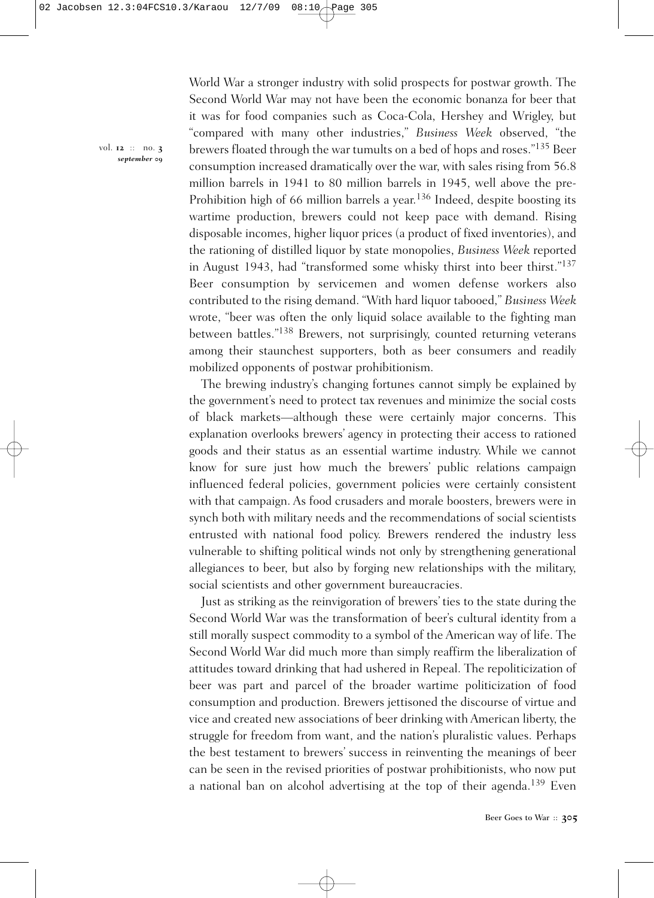World War a stronger industry with solid prospects for postwar growth. The Second World War may not have been the economic bonanza for beer that it was for food companies such as Coca-Cola, Hershey and Wrigley, but "compared with many other industries," *Business Week* observed, "the brewers floated through the war tumults on a bed of hops and roses."[135] Beer consumption increased dramatically over the war, with sales rising from 56.8 million barrels in 1941 to 80 million barrels in 1945, well above the pre-Prohibition high of 66 million barrels a year.[136] Indeed, despite boosting its wartime production, brewers could not keep pace with demand. Rising disposable incomes, higher liquor prices (a product of fixed inventories), and the rationing of distilled liquor by state monopolies, *Business Week* reported in August 1943, had "transformed some whisky thirst into beer thirst."[137] Beer consumption by servicemen and women defense workers also contributed to the rising demand. "With hard liquor tabooed," *Business Week* wrote, "beer was often the only liquid solace available to the fighting man between battles."[138] Brewers, not surprisingly, counted returning veterans among their staunchest supporters, both as beer consumers and readily mobilized opponents of postwar prohibitionism.

The brewing industry's changing fortunes cannot simply be explained by the government's need to protect tax revenues and minimize the social costs of black markets—although these were certainly major concerns. This explanation overlooks brewers' agency in protecting their access to rationed goods and their status as an essential wartime industry. While we cannot know for sure just how much the brewers' public relations campaign influenced federal policies, government policies were certainly consistent with that campaign. As food crusaders and morale boosters, brewers were in synch both with military needs and the recommendations of social scientists entrusted with national food policy. Brewers rendered the industry less vulnerable to shifting political winds not only by strengthening generational allegiances to beer, but also by forging new relationships with the military, social scientists and other government bureaucracies.

Just as striking as the reinvigoration of brewers' ties to the state during the Second World War was the transformation of beer's cultural identity from a still morally suspect commodity to a symbol of the American way of life. The Second World War did much more than simply reaffirm the liberalization of attitudes toward drinking that had ushered in Repeal. The repoliticization of beer was part and parcel of the broader wartime politicization of food consumption and production. Brewers jettisoned the discourse of virtue and vice and created new associations of beer drinking with American liberty, the struggle for freedom from want, and the nation's pluralistic values. Perhaps the best testament to brewers' success in reinventing the meanings of beer can be seen in the revised priorities of postwar prohibitionists, who now put a national ban on alcohol advertising at the top of their agenda.[139] Even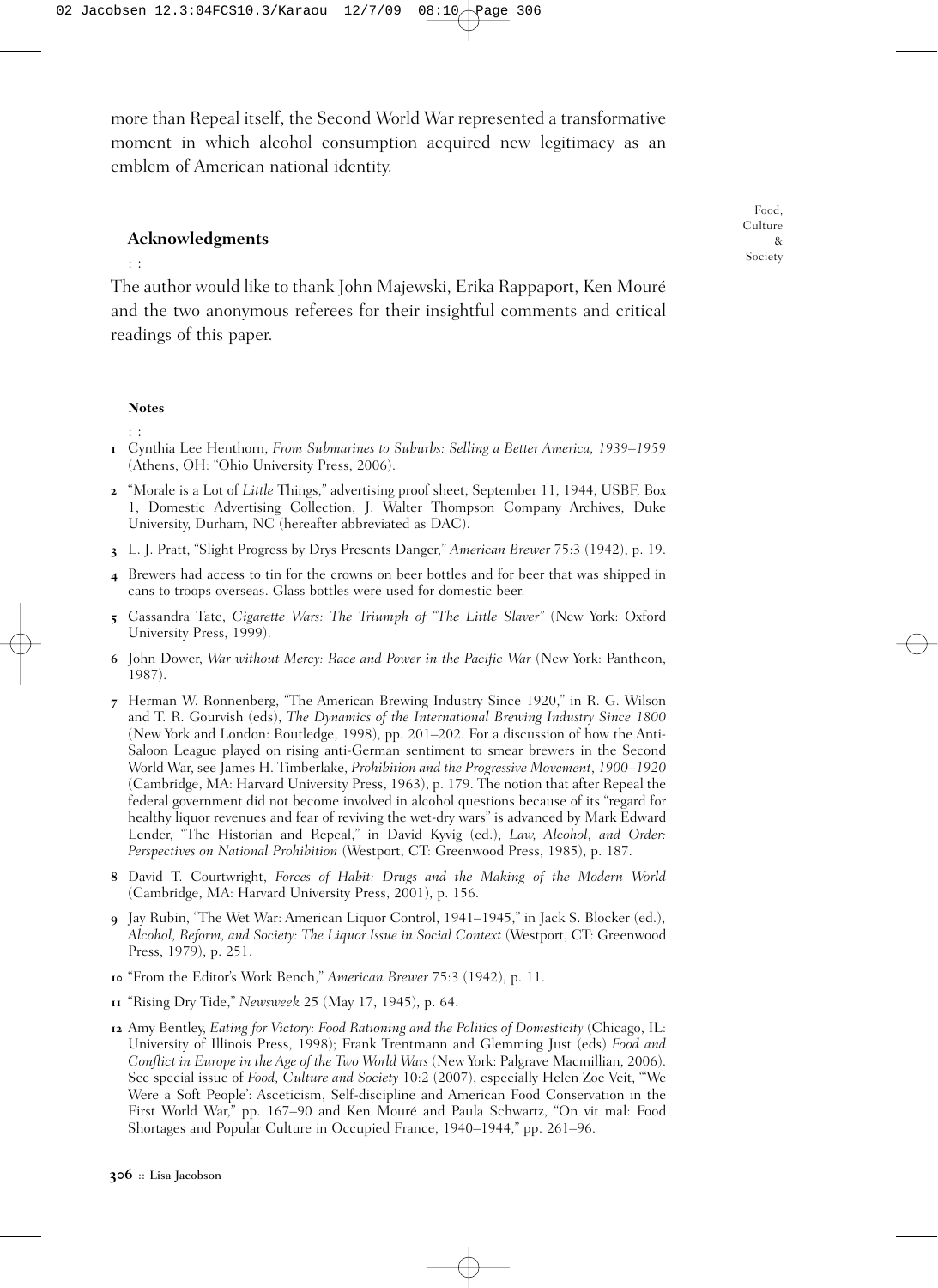more than Repeal itself, the Second World War represented a transformative moment in which alcohol consumption acquired new legitimacy as an emblem of American national identity.

## Acknowledgments

The author would like to thank John Majewski, Erika Rappaport, Ken Mouré and the two anonymous referees for their insightful comments and critical readings of this paper.

### Notes

1. Cynthia Lee Henthorn, *From Submarines to Suburbs: Selling a Better America, 1939–1959* (Athens, OH: "Ohio University Press, 2006).
2. "Morale is a Lot of *Little* Things," advertising proof sheet, September 11, 1944, USBF, Box 1, Domestic Advertising Collection, J. Walter Thompson Company Archives, Duke University, Durham, NC (hereafter abbreviated as DAC).
3. L. J. Pratt, "Slight Progress by Drys Presents Danger," *American Brewer* 75:3 (1942), p. 19.
4. Brewers had access to tin for the crowns on beer bottles and for beer that was shipped in cans to troops overseas. Glass bottles were used for domestic beer.
5. Cassandra Tate, *Cigarette Wars: The Triumph of "The Little Slaver"* (New York: Oxford University Press, 1999).
6. John Dower, *War without Mercy: Race and Power in the Pacific War* (New York: Pantheon, 1987).
7. Herman W. Ronnenberg, "The American Brewing Industry Since 1920," in R. G. Wilson and T. R. Gourvish (eds), *The Dynamics of the International Brewing Industry Since 1800* (New York and London: Routledge, 1998), pp. 201–202. For a discussion of how the Anti-Saloon League played on rising anti-German sentiment to smear brewers in the Second World War, see James H. Timberlake, *Prohibition and the Progressive Movement, 1900–1920* (Cambridge, MA: Harvard University Press, 1963), p. 179. The notion that after Repeal the federal government did not become involved in alcohol questions because of its "regard for healthy liquor revenues and fear of reviving the wet-dry wars" is advanced by Mark Edward Lender, "The Historian and Repeal," in David Kyvig (ed.), *Law, Alcohol, and Order: Perspectives on National Prohibition* (Westport, CT: Greenwood Press, 1985), p. 187.
8. David T. Courtwright, *Forces of Habit: Drugs and the Making of the Modern World* (Cambridge, MA: Harvard University Press, 2001), p. 156.
9. Jay Rubin, "The Wet War: American Liquor Control, 1941–1945," in Jack S. Blocker (ed.), *Alcohol, Reform, and Society: The Liquor Issue in Social Context* (Westport, CT: Greenwood Press, 1979), p. 251.
10. "From the Editor's Work Bench," *American Brewer* 75:3 (1942), p. 11.
11. "Rising Dry Tide," *Newsweek* 25 (May 17, 1945), p. 64.
12. Amy Bentley, *Eating for Victory: Food Rationing and the Politics of Domesticity* (Chicago, IL: University of Illinois Press, 1998); Frank Trentmann and Glemming Just (eds) *Food and Conflict in Europe in the Age of the Two World Wars* (New York: Palgrave Macmillian, 2006). See special issue of *Food, Culture and Society* 10:2 (2007), especially Helen Zoe Veit, "'We Were a Soft People': Asceticism, Self-discipline and American Food Conservation in the First World War," pp. 167–90 and Ken Mouré and Paula Schwartz, "On vit mal: Food Shortages and Popular Culture in Occupied France, 1940–1944," pp. 261–96.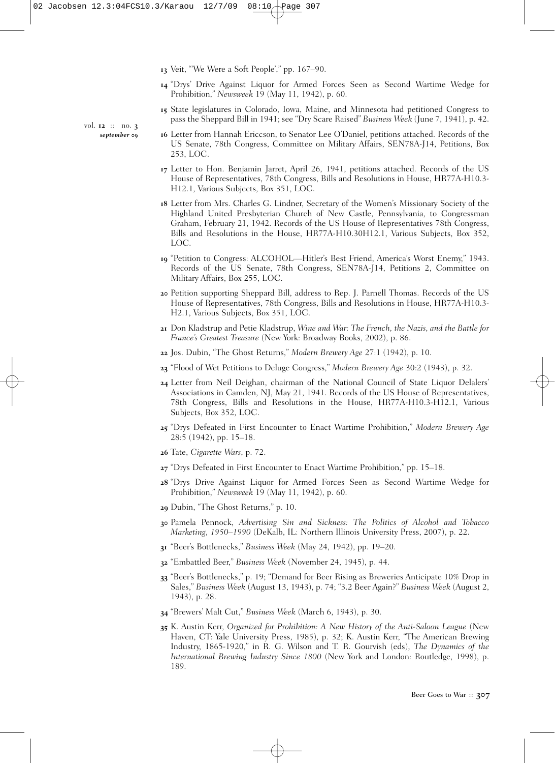13 Veit, "'We Were a Soft People'," pp. 167–90.

14 "Drys' Drive Against Liquor for Armed Forces Seen as Second Wartime Wedge for Prohibition," *Newsweek* 19 (May 11, 1942), p. 60.

15 State legislatures in Colorado, Iowa, Maine, and Minnesota had petitioned Congress to pass the Sheppard Bill in 1941; see "Dry Scare Raised" *Business Week* (June 7, 1941), p. 42.

16 Letter from Hannah Ericcson, to Senator Lee O'Daniel, petitions attached. Records of the US Senate, 78th Congress, Committee on Military Affairs, SEN78A-J14, Petitions, Box 253, LOC.

17 Letter to Hon. Benjamin Jarret, April 26, 1941, petitions attached. Records of the US House of Representatives, 78th Congress, Bills and Resolutions in House, HR77A-H10.3-H12.1, Various Subjects, Box 351, LOC.

18 Letter from Mrs. Charles G. Lindner, Secretary of the Women's Missionary Society of the Highland United Presbyterian Church of New Castle, Pennsylvania, to Congressman Graham, February 21, 1942. Records of the US House of Representatives 78th Congress, Bills and Resolutions in the House, HR77A-H10.30H12.1, Various Subjects, Box 352, LOC.

19 "Petition to Congress: ALCOHOL—Hitler's Best Friend, America's Worst Enemy," 1943. Records of the US Senate, 78th Congress, SEN78A-J14, Petitions 2, Committee on Military Affairs, Box 255, LOC.

20 Petition supporting Sheppard Bill, address to Rep. J. Parnell Thomas. Records of the US House of Representatives, 78th Congress, Bills and Resolutions in House, HR77A-H10.3-H2.1, Various Subjects, Box 351, LOC.

21 Don Kladstrup and Petie Kladstrup, *Wine and War: The French, the Nazis, and the Battle for France's Greatest Treasure* (New York: Broadway Books, 2002), p. 86.

22 Jos. Dubin, "The Ghost Returns," *Modern Brewery Age* 27:1 (1942), p. 10.

23 "Flood of Wet Petitions to Deluge Congress," *Modern Brewery Age* 30:2 (1943), p. 32.

24 Letter from Neil Deighan, chairman of the National Council of State Liquor Delalers' Associations in Camden, NJ, May 21, 1941. Records of the US House of Representatives, 78th Congress, Bills and Resolutions in the House, HR77A-H10.3-H12.1, Various Subjects, Box 352, LOC.

25 "Drys Defeated in First Encounter to Enact Wartime Prohibition," *Modern Brewery Age* 28:5 (1942), pp. 15–18.

26 Tate, *Cigarette Wars*, p. 72.

27 "Drys Defeated in First Encounter to Enact Wartime Prohibition," pp. 15–18.

28 "Drys Drive Against Liquor for Armed Forces Seen as Second Wartime Wedge for Prohibition," *Newsweek* 19 (May 11, 1942), p. 60.

29 Dubin, "The Ghost Returns," p. 10.

30 Pamela Pennock, *Advertising Sin and Sickness: The Politics of Alcohol and Tobacco Marketing, 1950–1990* (DeKalb, IL: Northern Illinois University Press, 2007), p. 22.

31 "Beer's Bottlenecks," *Business Week* (May 24, 1942), pp. 19–20.

32 "Embattled Beer," *Business Week* (November 24, 1945), p. 44.

33 "Beer's Bottlenecks," p. 19; "Demand for Beer Rising as Breweries Anticipate 10% Drop in Sales," *Business Week* (August 13, 1943), p. 74; "3.2 Beer Again?" *Business Week* (August 2, 1943), p. 28.

34 "Brewers' Malt Cut," *Business Week* (March 6, 1943), p. 30.

35 K. Austin Kerr, *Organized for Prohibition: A New History of the Anti-Saloon League* (New Haven, CT: Yale University Press, 1985), p. 32; K. Austin Kerr, "The American Brewing Industry, 1865-1920," in R. G. Wilson and T. R. Gourvish (eds), *The Dynamics of the International Brewing Industry Since 1800* (New York and London: Routledge, 1998), p. 189.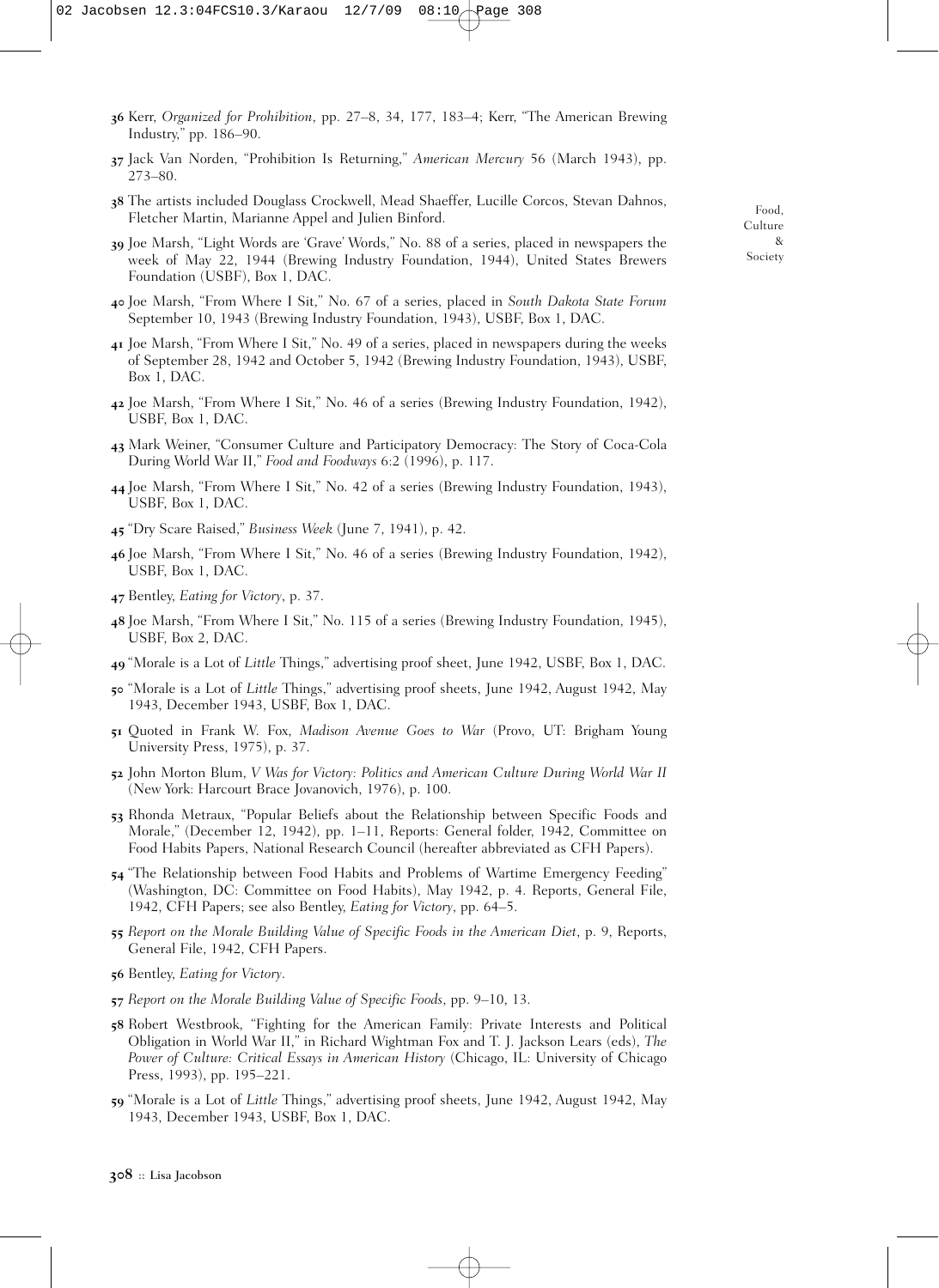36 Kerr, *Organized for Prohibition*, pp. 27–8, 34, 177, 183–4; Kerr, "The American Brewing Industry," pp. 186–90.

37 Jack Van Norden, "Prohibition Is Returning," *American Mercury* 56 (March 1943), pp. 273–80.

38 The artists included Douglass Crockwell, Mead Shaeffer, Lucille Corcos, Stevan Dahnos, Fletcher Martin, Marianne Appel and Julien Binford.

39 Joe Marsh, "Light Words are 'Grave' Words," No. 88 of a series, placed in newspapers the week of May 22, 1944 (Brewing Industry Foundation, 1944), United States Brewers Foundation (USBF), Box 1, DAC.

40 Joe Marsh, "From Where I Sit," No. 67 of a series, placed in *South Dakota State Forum* September 10, 1943 (Brewing Industry Foundation, 1943), USBF, Box 1, DAC.

41 Joe Marsh, "From Where I Sit," No. 49 of a series, placed in newspapers during the weeks of September 28, 1942 and October 5, 1942 (Brewing Industry Foundation, 1943), USBF, Box 1, DAC.

42 Joe Marsh, "From Where I Sit," No. 46 of a series (Brewing Industry Foundation, 1942), USBF, Box 1, DAC.

43 Mark Weiner, "Consumer Culture and Participatory Democracy: The Story of Coca-Cola During World War II," *Food and Foodways* 6:2 (1996), p. 117.

44 Joe Marsh, "From Where I Sit," No. 42 of a series (Brewing Industry Foundation, 1943), USBF, Box 1, DAC.

45 "Dry Scare Raised," *Business Week* (June 7, 1941), p. 42.

46 Joe Marsh, "From Where I Sit," No. 46 of a series (Brewing Industry Foundation, 1942), USBF, Box 1, DAC.

47 Bentley, *Eating for Victory*, p. 37.

48 Joe Marsh, "From Where I Sit," No. 115 of a series (Brewing Industry Foundation, 1945), USBF, Box 2, DAC.

49 "Morale is a Lot of *Little* Things," advertising proof sheet, June 1942, USBF, Box 1, DAC.

50 "Morale is a Lot of *Little* Things," advertising proof sheets, June 1942, August 1942, May 1943, December 1943, USBF, Box 1, DAC.

51 Quoted in Frank W. Fox, *Madison Avenue Goes to War* (Provo, UT: Brigham Young University Press, 1975), p. 37.

52 John Morton Blum, *V Was for Victory: Politics and American Culture During World War II* (New York: Harcourt Brace Jovanovich, 1976), p. 100.

53 Rhonda Metraux, "Popular Beliefs about the Relationship between Specific Foods and Morale," (December 12, 1942), pp. 1–11, Reports: General folder, 1942, Committee on Food Habits Papers, National Research Council (hereafter abbreviated as CFH Papers).

54 "The Relationship between Food Habits and Problems of Wartime Emergency Feeding" (Washington, DC: Committee on Food Habits), May 1942, p. 4. Reports, General File, 1942, CFH Papers; see also Bentley, *Eating for Victory*, pp. 64–5.

55 *Report on the Morale Building Value of Specific Foods in the American Diet*, p. 9, Reports, General File, 1942, CFH Papers.

56 Bentley, *Eating for Victory*.

57 *Report on the Morale Building Value of Specific Foods*, pp. 9–10, 13.

58 Robert Westbrook, "Fighting for the American Family: Private Interests and Political Obligation in World War II," in Richard Wightman Fox and T. J. Jackson Lears (eds), *The Power of Culture: Critical Essays in American History* (Chicago, IL: University of Chicago Press, 1993), pp. 195–221.

59 "Morale is a Lot of *Little* Things," advertising proof sheets, June 1942, August 1942, May 1943, December 1943, USBF, Box 1, DAC.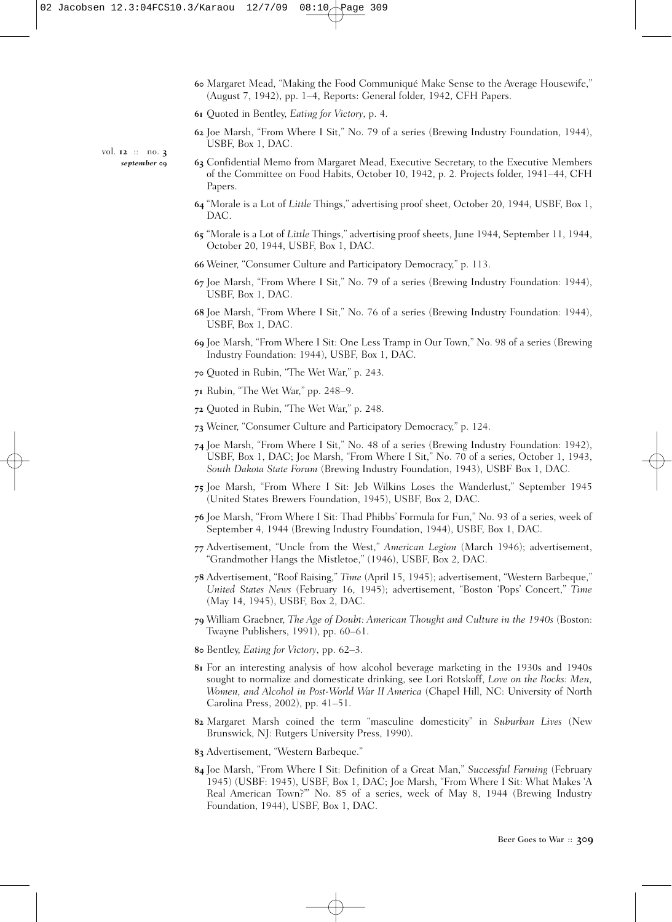60 Margaret Mead, "Making the Food Communiqué Make Sense to the Average Housewife," (August 7, 1942), pp. 1–4, Reports: General folder, 1942, CFH Papers.

61 Quoted in Bentley, *Eating for Victory*, p. 4.

62 Joe Marsh, "From Where I Sit," No. 79 of a series (Brewing Industry Foundation, 1944), USBF, Box 1, DAC.

63 Confidential Memo from Margaret Mead, Executive Secretary, to the Executive Members of the Committee on Food Habits, October 10, 1942, p. 2. Projects folder, 1941–44, CFH Papers.

64 "Morale is a Lot of *Little* Things," advertising proof sheet, October 20, 1944, USBF, Box 1, DAC.

65 "Morale is a Lot of *Little* Things," advertising proof sheets, June 1944, September 11, 1944, October 20, 1944, USBF, Box 1, DAC.

66 Weiner, "Consumer Culture and Participatory Democracy," p. 113.

67 Joe Marsh, "From Where I Sit," No. 79 of a series (Brewing Industry Foundation: 1944), USBF, Box 1, DAC.

68 Joe Marsh, "From Where I Sit," No. 76 of a series (Brewing Industry Foundation: 1944), USBF, Box 1, DAC.

69 Joe Marsh, "From Where I Sit: One Less Tramp in Our Town," No. 98 of a series (Brewing Industry Foundation: 1944), USBF, Box 1, DAC.

70 Quoted in Rubin, "The Wet War," p. 243.

71 Rubin, "The Wet War," pp. 248–9.

72 Quoted in Rubin, "The Wet War," p. 248.

73 Weiner, "Consumer Culture and Participatory Democracy," p. 124.

74 Joe Marsh, "From Where I Sit," No. 48 of a series (Brewing Industry Foundation: 1942), USBF, Box 1, DAC; Joe Marsh, "From Where I Sit," No. 70 of a series, October 1, 1943, *South Dakota State Forum* (Brewing Industry Foundation, 1943), USBF Box 1, DAC.

75 Joe Marsh, "From Where I Sit: Jeb Wilkins Loses the Wanderlust," September 1945 (United States Brewers Foundation, 1945), USBF, Box 2, DAC.

76 Joe Marsh, "From Where I Sit: Thad Phibbs' Formula for Fun," No. 93 of a series, week of September 4, 1944 (Brewing Industry Foundation, 1944), USBF, Box 1, DAC.

77 Advertisement, "Uncle from the West," *American Legion* (March 1946); advertisement, "Grandmother Hangs the Mistletoe," (1946), USBF, Box 2, DAC.

78 Advertisement, "Roof Raising," *Time* (April 15, 1945); advertisement, "Western Barbeque," *United States News* (February 16, 1945); advertisement, "Boston 'Pops' Concert," *Time* (May 14, 1945), USBF, Box 2, DAC.

79 William Graebner, *The Age of Doubt: American Thought and Culture in the 1940s* (Boston: Twayne Publishers, 1991), pp. 60–61.

80 Bentley, *Eating for Victory*, pp. 62–3.

81 For an interesting analysis of how alcohol beverage marketing in the 1930s and 1940s sought to normalize and domesticate drinking, see Lori Rotskoff, *Love on the Rocks: Men, Women, and Alcohol in Post-World War II America* (Chapel Hill, NC: University of North Carolina Press, 2002), pp. 41–51.

82 Margaret Marsh coined the term "masculine domesticity" in *Suburban Lives* (New Brunswick, NJ: Rutgers University Press, 1990).

83 Advertisement, "Western Barbeque."

84 Joe Marsh, "From Where I Sit: Definition of a Great Man," *Successful Farming* (February 1945) (USBF: 1945), USBF, Box 1, DAC; Joe Marsh, "From Where I Sit: What Makes 'A Real American Town?'" No. 85 of a series, week of May 8, 1944 (Brewing Industry Foundation, 1944), USBF, Box 1, DAC.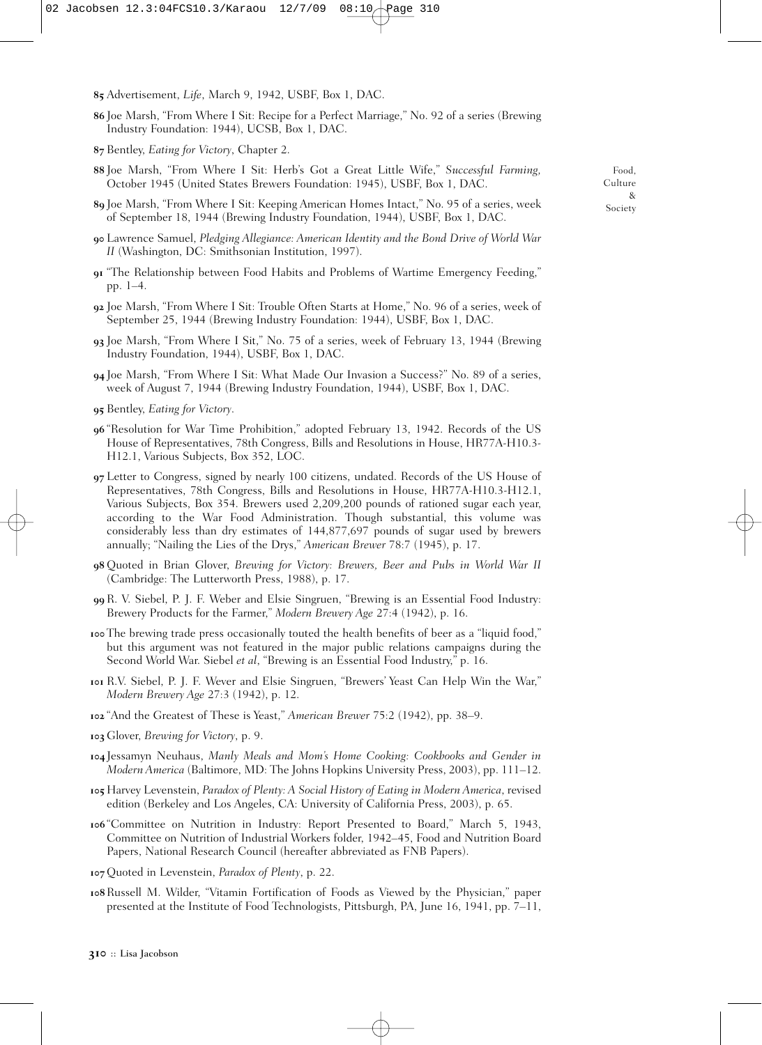85 Advertisement, *Life*, March 9, 1942, USBF, Box 1, DAC.

86 Joe Marsh, "From Where I Sit: Recipe for a Perfect Marriage," No. 92 of a series (Brewing Industry Foundation: 1944), UCSB, Box 1, DAC.

87 Bentley, *Eating for Victory*, Chapter 2.

88 Joe Marsh, "From Where I Sit: Herb's Got a Great Little Wife," *Successful Farming,* October 1945 (United States Brewers Foundation: 1945), USBF, Box 1, DAC.

89 Joe Marsh, "From Where I Sit: Keeping American Homes Intact," No. 95 of a series, week of September 18, 1944 (Brewing Industry Foundation, 1944), USBF, Box 1, DAC.

90 Lawrence Samuel, *Pledging Allegiance: American Identity and the Bond Drive of World War II* (Washington, DC: Smithsonian Institution, 1997).

91 "The Relationship between Food Habits and Problems of Wartime Emergency Feeding," pp. 1–4.

92 Joe Marsh, "From Where I Sit: Trouble Often Starts at Home," No. 96 of a series, week of September 25, 1944 (Brewing Industry Foundation: 1944), USBF, Box 1, DAC.

93 Joe Marsh, "From Where I Sit," No. 75 of a series, week of February 13, 1944 (Brewing Industry Foundation, 1944), USBF, Box 1, DAC.

94 Joe Marsh, "From Where I Sit: What Made Our Invasion a Success?" No. 89 of a series, week of August 7, 1944 (Brewing Industry Foundation, 1944), USBF, Box 1, DAC.

95 Bentley, *Eating for Victory*.

96 "Resolution for War Time Prohibition," adopted February 13, 1942. Records of the US House of Representatives, 78th Congress, Bills and Resolutions in House, HR77A-H10.3-H12.1, Various Subjects, Box 352, LOC.

97 Letter to Congress, signed by nearly 100 citizens, undated. Records of the US House of Representatives, 78th Congress, Bills and Resolutions in House, HR77A-H10.3-H12.1, Various Subjects, Box 354. Brewers used 2,209,200 pounds of rationed sugar each year, according to the War Food Administration. Though substantial, this volume was considerably less than dry estimates of 144,877,697 pounds of sugar used by brewers annually; "Nailing the Lies of the Drys," *American Brewer* 78:7 (1945), p. 17.

98 Quoted in Brian Glover, *Brewing for Victory: Brewers, Beer and Pubs in World War II* (Cambridge: The Lutterworth Press, 1988), p. 17.

99 R. V. Siebel, P. J. F. Weber and Elsie Singruen, "Brewing is an Essential Food Industry: Brewery Products for the Farmer," *Modern Brewery Age* 27:4 (1942), p. 16.

100 The brewing trade press occasionally touted the health benefits of beer as a "liquid food," but this argument was not featured in the major public relations campaigns during the Second World War. Siebel *et al*, "Brewing is an Essential Food Industry," p. 16.

101 R.V. Siebel, P. J. F. Wever and Elsie Singruen, "Brewers' Yeast Can Help Win the War," *Modern Brewery Age* 27:3 (1942), p. 12.

102 "And the Greatest of These is Yeast," *American Brewer* 75:2 (1942), pp. 38–9.

103 Glover, *Brewing for Victory*, p. 9.

104 Jessamyn Neuhaus, *Manly Meals and Mom's Home Cooking: Cookbooks and Gender in Modern America* (Baltimore, MD: The Johns Hopkins University Press, 2003), pp. 111–12.

105 Harvey Levenstein, *Paradox of Plenty: A Social History of Eating in Modern America*, revised edition (Berkeley and Los Angeles, CA: University of California Press, 2003), p. 65.

106 "Committee on Nutrition in Industry: Report Presented to Board," March 5, 1943, Committee on Nutrition of Industrial Workers folder, 1942–45, Food and Nutrition Board Papers, National Research Council (hereafter abbreviated as FNB Papers).

107 Quoted in Levenstein, *Paradox of Plenty*, p. 22.

108 Russell M. Wilder, "Vitamin Fortification of Foods as Viewed by the Physician," paper presented at the Institute of Food Technologists, Pittsburgh, PA, June 16, 1941, pp. 7–11,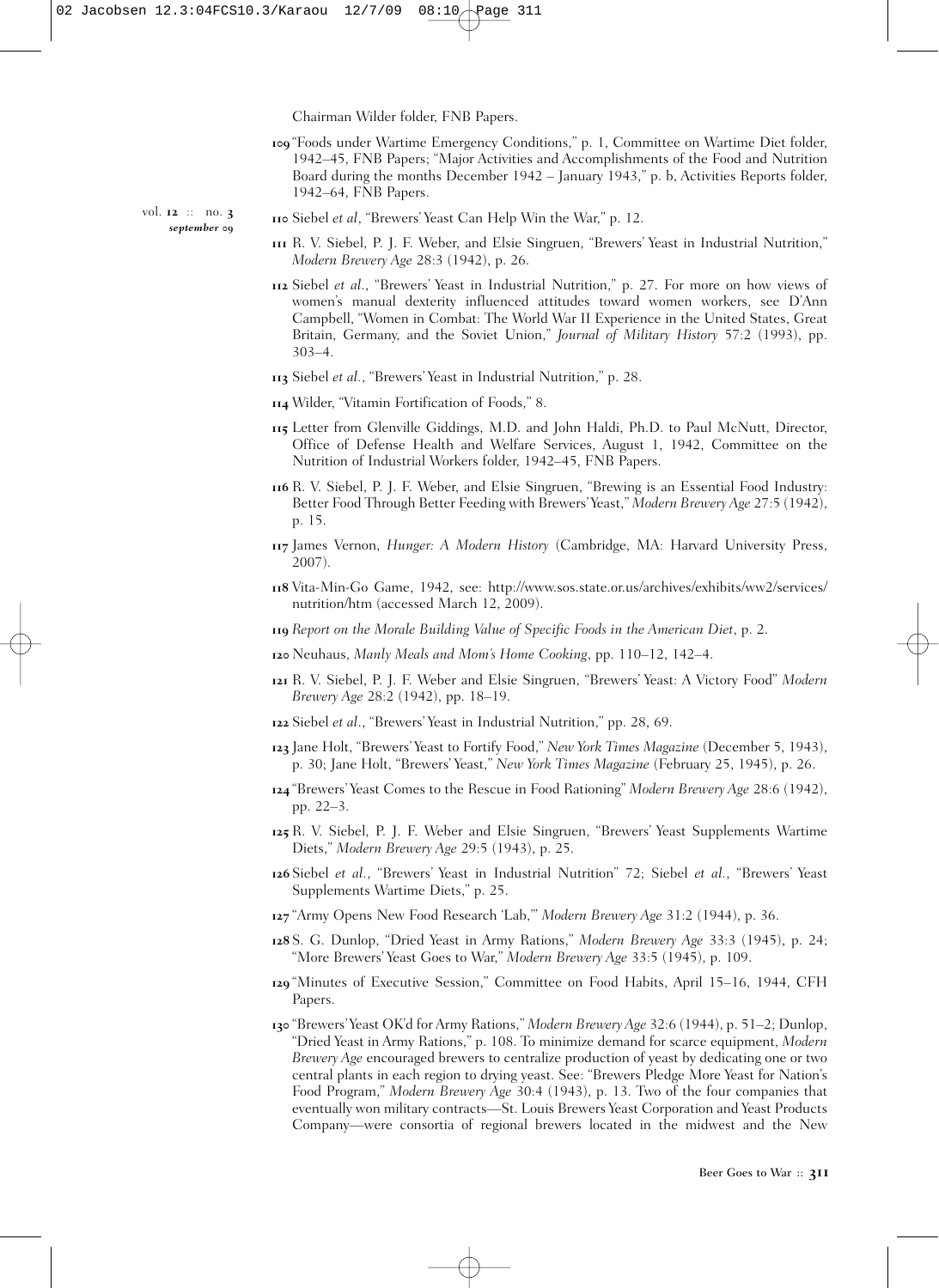Chairman Wilder folder, FNB Papers.

**109** "Foods under Wartime Emergency Conditions," p. 1, Committee on Wartime Diet folder, 1942–45, FNB Papers; "Major Activities and Accomplishments of the Food and Nutrition Board during the months December 1942 – January 1943," p. b, Activities Reports folder, 1942–64, FNB Papers.

**110** Siebel *et al*, "Brewers' Yeast Can Help Win the War," p. 12.

**111** R. V. Siebel, P. J. F. Weber, and Elsie Singruen, "Brewers' Yeast in Industrial Nutrition," *Modern Brewery Age* 28:3 (1942), p. 26.

**112** Siebel *et al*., "Brewers' Yeast in Industrial Nutrition," p. 27. For more on how views of women's manual dexterity influenced attitudes toward women workers, see D'Ann Campbell, "Women in Combat: The World War II Experience in the United States, Great Britain, Germany, and the Soviet Union," *Journal of Military History* 57:2 (1993), pp. 303–4.

**113** Siebel *et al*., "Brewers' Yeast in Industrial Nutrition," p. 28.

**114** Wilder, "Vitamin Fortification of Foods," 8.

**115** Letter from Glenville Giddings, M.D. and John Haldi, Ph.D. to Paul McNutt, Director, Office of Defense Health and Welfare Services, August 1, 1942, Committee on the Nutrition of Industrial Workers folder, 1942–45, FNB Papers.

**116** R. V. Siebel, P. J. F. Weber, and Elsie Singruen, "Brewing is an Essential Food Industry: Better Food Through Better Feeding with Brewers' Yeast," *Modern Brewery Age* 27:5 (1942), p. 15.

**117** James Vernon, *Hunger: A Modern History* (Cambridge, MA: Harvard University Press, 2007).

**118** Vita-Min-Go Game, 1942, see: http://www.sos.state.or.us/archives/exhibits/ww2/services/nutrition/htm (accessed March 12, 2009).

**119** *Report on the Morale Building Value of Specific Foods in the American Diet*, p. 2.

**120** Neuhaus, *Manly Meals and Mom's Home Cooking*, pp. 110–12, 142–4.

**121** R. V. Siebel, P. J. F. Weber and Elsie Singruen, "Brewers' Yeast: A Victory Food" *Modern Brewery Age* 28:2 (1942), pp. 18–19.

**122** Siebel *et al*., "Brewers' Yeast in Industrial Nutrition," pp. 28, 69.

**123** Jane Holt, "Brewers' Yeast to Fortify Food," *New York Times Magazine* (December 5, 1943), p. 30; Jane Holt, "Brewers' Yeast," *New York Times Magazine* (February 25, 1945), p. 26.

**124** "Brewers' Yeast Comes to the Rescue in Food Rationing" *Modern Brewery Age* 28:6 (1942), pp. 22–3.

**125** R. V. Siebel, P. J. F. Weber and Elsie Singruen, "Brewers' Yeast Supplements Wartime Diets," *Modern Brewery Age* 29:5 (1943), p. 25.

**126** Siebel *et al*., "Brewers' Yeast in Industrial Nutrition" 72; Siebel *et al*., "Brewers' Yeast Supplements Wartime Diets," p. 25.

**127** "Army Opens New Food Research 'Lab,'" *Modern Brewery Age* 31:2 (1944), p. 36.

**128** S. G. Dunlop, "Dried Yeast in Army Rations," *Modern Brewery Age* 33:3 (1945), p. 24; "More Brewers' Yeast Goes to War," *Modern Brewery Age* 33:5 (1945), p. 109.

**129** "Minutes of Executive Session," Committee on Food Habits, April 15–16, 1944, CFH Papers.

**130** "Brewers' Yeast OK'd for Army Rations," *Modern Brewery Age* 32:6 (1944), p. 51–2; Dunlop, "Dried Yeast in Army Rations," p. 108. To minimize demand for scarce equipment, *Modern Brewery Age* encouraged brewers to centralize production of yeast by dedicating one or two central plants in each region to drying yeast. See: "Brewers Pledge More Yeast for Nation's Food Program," *Modern Brewery Age* 30:4 (1943), p. 13. Two of the four companies that eventually won military contracts—St. Louis Brewers Yeast Corporation and Yeast Products Company—were consortia of regional brewers located in the midwest and the New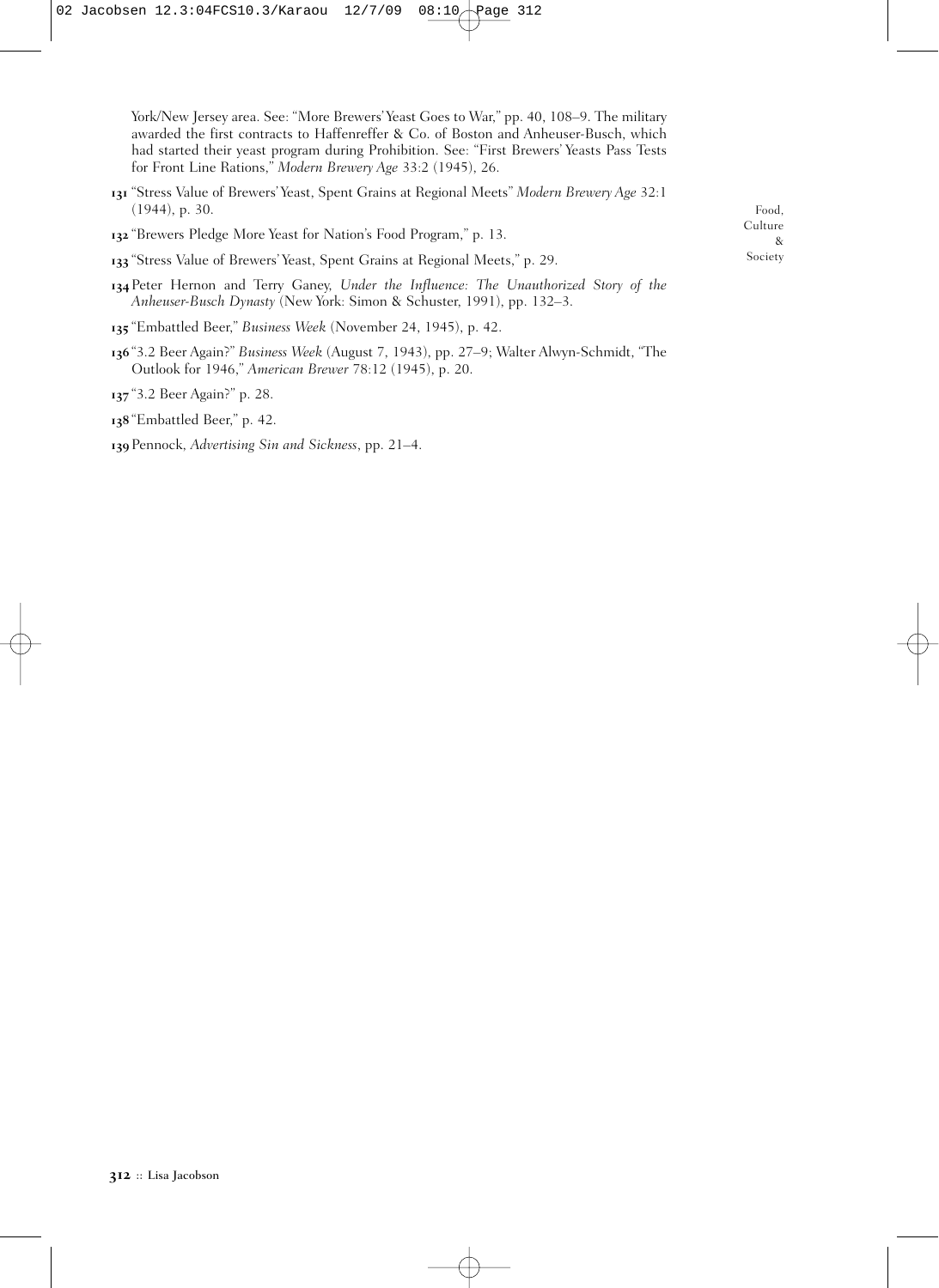York/New Jersey area. See: "More Brewers' Yeast Goes to War," pp. 40, 108–9. The military awarded the first contracts to Haffenreffer & Co. of Boston and Anheuser-Busch, which had started their yeast program during Prohibition. See: "First Brewers' Yeasts Pass Tests for Front Line Rations," *Modern Brewery Age* 33:2 (1945), 26.

131 "Stress Value of Brewers' Yeast, Spent Grains at Regional Meets" *Modern Brewery Age* 32:1 (1944), p. 30.

132 "Brewers Pledge More Yeast for Nation's Food Program," p. 13.

133 "Stress Value of Brewers' Yeast, Spent Grains at Regional Meets," p. 29.

134 Peter Hernon and Terry Ganey, *Under the Influence: The Unauthorized Story of the Anheuser-Busch Dynasty* (New York: Simon & Schuster, 1991), pp. 132–3.

135 "Embattled Beer," *Business Week* (November 24, 1945), p. 42.

136 "3.2 Beer Again?" *Business Week* (August 7, 1943), pp. 27–9; Walter Alwyn-Schmidt, "The Outlook for 1946," *American Brewer* 78:12 (1945), p. 20.

137 "3.2 Beer Again?" p. 28.

138 "Embattled Beer," p. 42.

139 Pennock, *Advertising Sin and Sickness*, pp. 21–4.